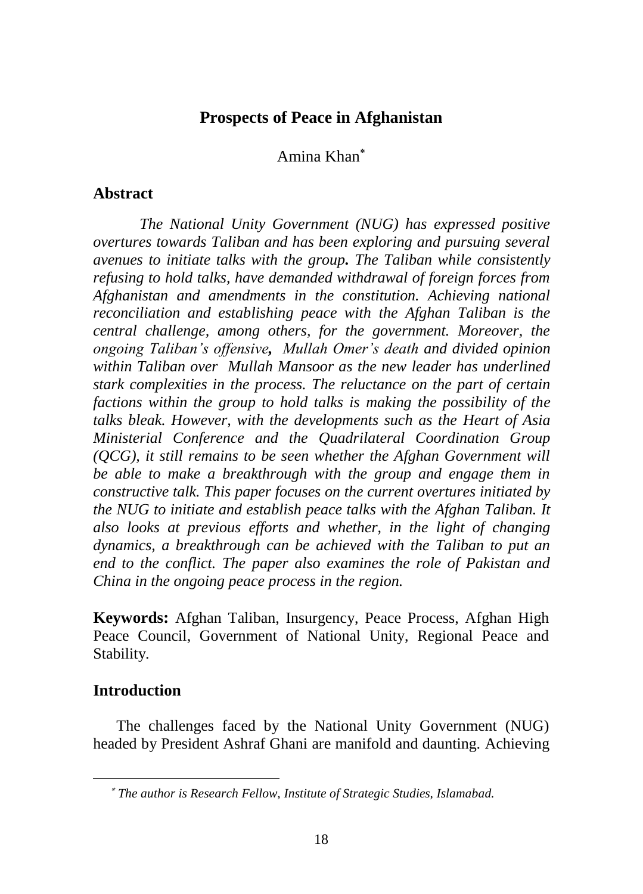# Prospects of Peace in Afghanistan

Amina Khan[*]

## Abstract

*The National Unity Government (NUG) has expressed positive overtures towards Taliban and has been exploring and pursuing several avenues to initiate talks with the group. The Taliban while consistently refusing to hold talks, have demanded withdrawal of foreign forces from Afghanistan and amendments in the constitution. Achieving national reconciliation and establishing peace with the Afghan Taliban is the central challenge, among others, for the government. Moreover, the ongoing Taliban's offensive, Mullah Omer's death and divided opinion within Taliban over Mullah Mansoor as the new leader has underlined stark complexities in the process. The reluctance on the part of certain factions within the group to hold talks is making the possibility of the talks bleak. However, with the developments such as the Heart of Asia Ministerial Conference and the Quadrilateral Coordination Group (QCG), it still remains to be seen whether the Afghan Government will be able to make a breakthrough with the group and engage them in constructive talk. This paper focuses on the current overtures initiated by the NUG to initiate and establish peace talks with the Afghan Taliban. It also looks at previous efforts and whether, in the light of changing dynamics, a breakthrough can be achieved with the Taliban to put an end to the conflict. The paper also examines the role of Pakistan and China in the ongoing peace process in the region.*

**Keywords:** Afghan Taliban, Insurgency, Peace Process, Afghan High Peace Council, Government of National Unity, Regional Peace and Stability.

## Introduction

The challenges faced by the National Unity Government (NUG) headed by President Ashraf Ghani are manifold and daunting. Achieving

[*] *The author is Research Fellow, Institute of Strategic Studies, Islamabad.*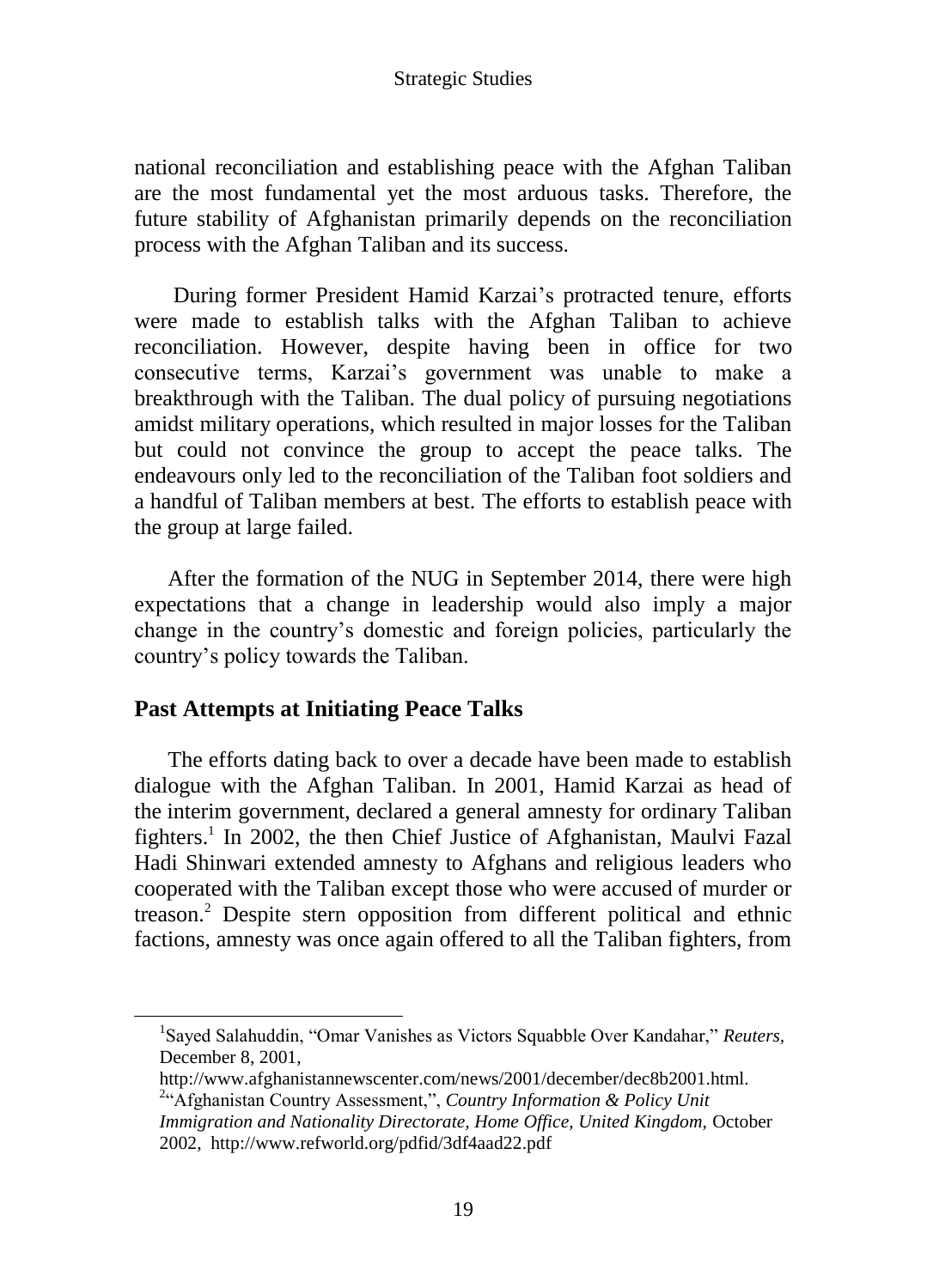national reconciliation and establishing peace with the Afghan Taliban are the most fundamental yet the most arduous tasks. Therefore, the future stability of Afghanistan primarily depends on the reconciliation process with the Afghan Taliban and its success.

During former President Hamid Karzai's protracted tenure, efforts were made to establish talks with the Afghan Taliban to achieve reconciliation. However, despite having been in office for two consecutive terms, Karzai's government was unable to make a breakthrough with the Taliban. The dual policy of pursuing negotiations amidst military operations, which resulted in major losses for the Taliban but could not convince the group to accept the peace talks. The endeavours only led to the reconciliation of the Taliban foot soldiers and a handful of Taliban members at best. The efforts to establish peace with the group at large failed.

After the formation of the NUG in September 2014, there were high expectations that a change in leadership would also imply a major change in the country's domestic and foreign policies, particularly the country's policy towards the Taliban.

## Past Attempts at Initiating Peace Talks

The efforts dating back to over a decade have been made to establish dialogue with the Afghan Taliban. In 2001, Hamid Karzai as head of the interim government, declared a general amnesty for ordinary Taliban fighters.[1] In 2002, the then Chief Justice of Afghanistan, Maulvi Fazal Hadi Shinwari extended amnesty to Afghans and religious leaders who cooperated with the Taliban except those who were accused of murder or treason.[2] Despite stern opposition from different political and ethnic factions, amnesty was once again offered to all the Taliban fighters, from

---

[1] Sayed Salahuddin, "Omar Vanishes as Victors Squabble Over Kandahar," *Reuters,* December 8, 2001, http://www.afghanistannewscenter.com/news/2001/december/dec8b2001.html.

[2] "Afghanistan Country Assessment,", *Country Information & Policy Unit Immigration and Nationality Directorate, Home Office, United Kingdom,* October 2002, http://www.refworld.org/pdfid/3df4aad22.pdf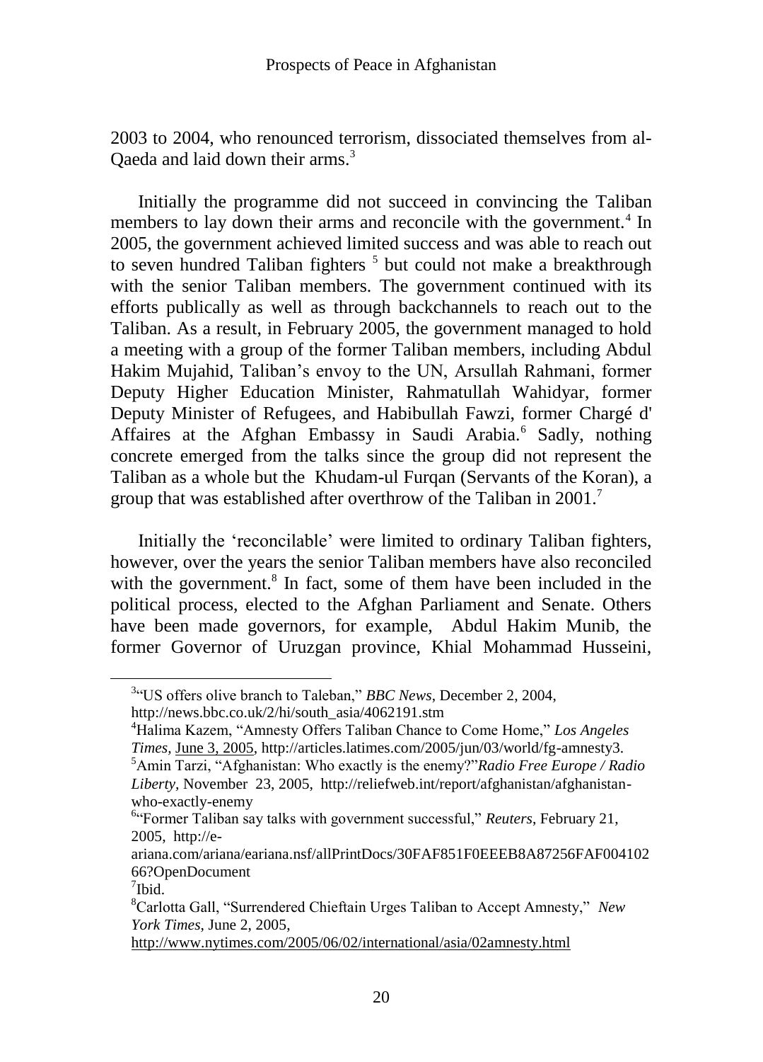2003 to 2004, who renounced terrorism, dissociated themselves from al-Qaeda and laid down their arms.[3]

Initially the programme did not succeed in convincing the Taliban members to lay down their arms and reconcile with the government.[4] In 2005, the government achieved limited success and was able to reach out to seven hundred Taliban fighters [5] but could not make a breakthrough with the senior Taliban members. The government continued with its efforts publically as well as through backchannels to reach out to the Taliban. As a result, in February 2005, the government managed to hold a meeting with a group of the former Taliban members, including Abdul Hakim Mujahid, Taliban's envoy to the UN, Arsullah Rahmani, former Deputy Higher Education Minister, Rahmatullah Wahidyar, former Deputy Minister of Refugees, and Habibullah Fawzi, former Chargé d' Affaires at the Afghan Embassy in Saudi Arabia.[6] Sadly, nothing concrete emerged from the talks since the group did not represent the Taliban as a whole but the Khudam-ul Furqan (Servants of the Koran), a group that was established after overthrow of the Taliban in 2001.[7]

Initially the 'reconcilable' were limited to ordinary Taliban fighters, however, over the years the senior Taliban members have also reconciled with the government.[8] In fact, some of them have been included in the political process, elected to the Afghan Parliament and Senate. Others have been made governors, for example, Abdul Hakim Munib, the former Governor of Uruzgan province, Khial Mohammad Husseini,

---

[3]"US offers olive branch to Taleban," *BBC News*, December 2, 2004, http://news.bbc.co.uk/2/hi/south_asia/4062191.stm

[4]Halima Kazem, "Amnesty Offers Taliban Chance to Come Home," *Los Angeles Times*, June 3, 2005, http://articles.latimes.com/2005/jun/03/world/fg-amnesty3.

[5]Amin Tarzi, "Afghanistan: Who exactly is the enemy?"*Radio Free Europe / Radio Liberty*, November 23, 2005, http://reliefweb.int/report/afghanistan/afghanistan-who-exactly-enemy

[6]"Former Taliban say talks with government successful," *Reuters*, February 21, 2005, http://e-ariana.com/ariana/eariana.nsf/allPrintDocs/30FAF851F0EEEB8A87256FAF00410266?OpenDocument

[7]Ibid.

[8]Carlotta Gall, "Surrendered Chieftain Urges Taliban to Accept Amnesty," *New York Times*, June 2, 2005, http://www.nytimes.com/2005/06/02/international/asia/02amnesty.html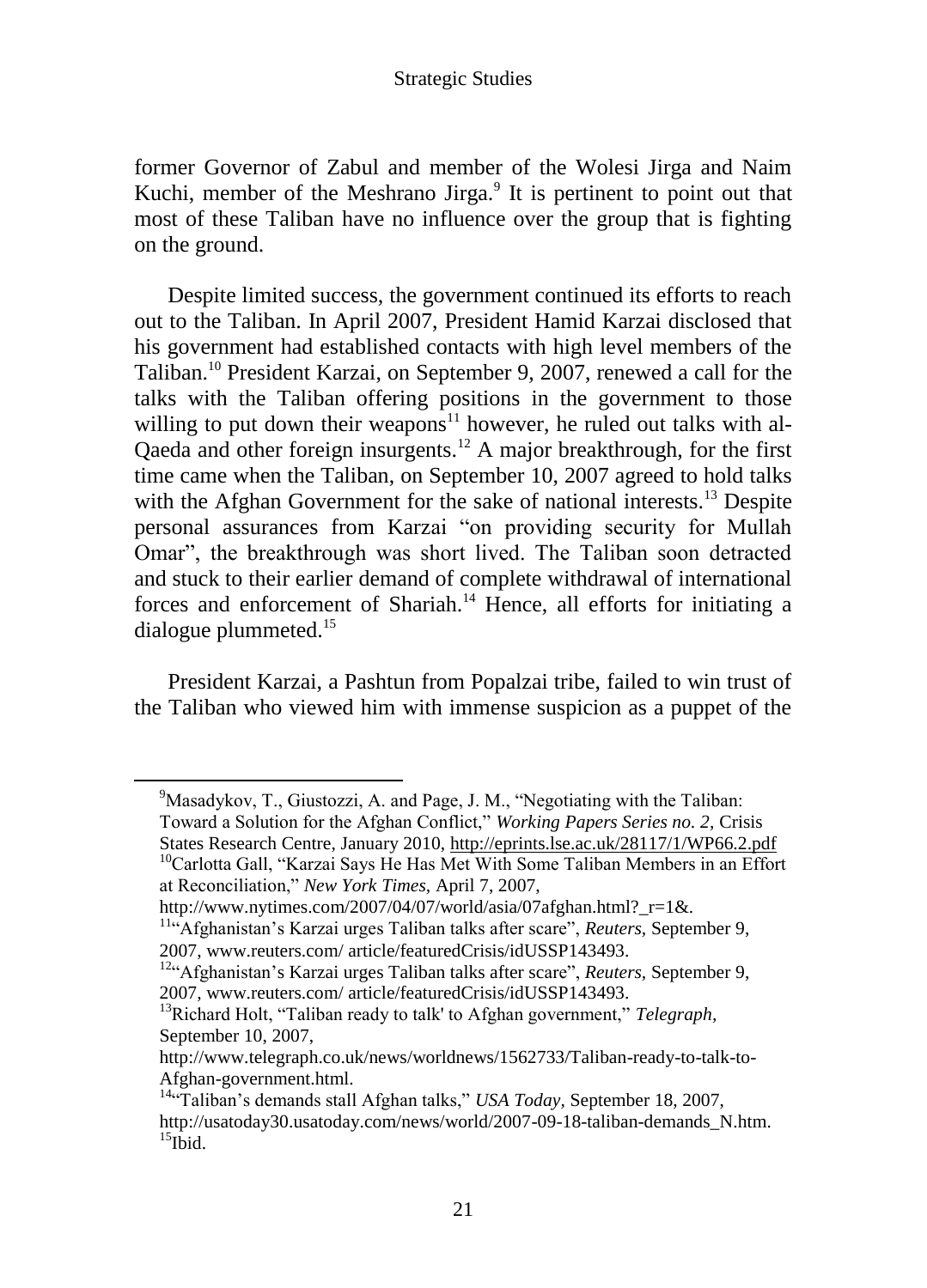former Governor of Zabul and member of the Wolesi Jirga and Naim Kuchi, member of the Meshrano Jirga.[9] It is pertinent to point out that most of these Taliban have no influence over the group that is fighting on the ground.

Despite limited success, the government continued its efforts to reach out to the Taliban. In April 2007, President Hamid Karzai disclosed that his government had established contacts with high level members of the Taliban.[10] President Karzai, on September 9, 2007, renewed a call for the talks with the Taliban offering positions in the government to those willing to put down their weapons[11] however, he ruled out talks with al-Qaeda and other foreign insurgents.[12] A major breakthrough, for the first time came when the Taliban, on September 10, 2007 agreed to hold talks with the Afghan Government for the sake of national interests.[13] Despite personal assurances from Karzai "on providing security for Mullah Omar", the breakthrough was short lived. The Taliban soon detracted and stuck to their earlier demand of complete withdrawal of international forces and enforcement of Shariah.[14] Hence, all efforts for initiating a dialogue plummeted.[15]

President Karzai, a Pashtun from Popalzai tribe, failed to win trust of the Taliban who viewed him with immense suspicion as a puppet of the

---

[9] Masadykov, T., Giustozzi, A. and Page, J. M., "Negotiating with the Taliban: Toward a Solution for the Afghan Conflict," *Working Papers Series no. 2*, Crisis States Research Centre, January 2010, http://eprints.lse.ac.uk/28117/1/WP66.2.pdf

[10] Carlotta Gall, "Karzai Says He Has Met With Some Taliban Members in an Effort at Reconciliation," *New York Times*, April 7, 2007, http://www.nytimes.com/2007/04/07/world/asia/07afghan.html?_r=1&.

[11] "Afghanistan's Karzai urges Taliban talks after scare", *Reuters*, September 9, 2007, www.reuters.com/ article/featuredCrisis/idUSSP143493.

[12] "Afghanistan's Karzai urges Taliban talks after scare", *Reuters*, September 9, 2007, www.reuters.com/ article/featuredCrisis/idUSSP143493.

[13] Richard Holt, "Taliban ready to talk' to Afghan government," *Telegraph*, September 10, 2007, http://www.telegraph.co.uk/news/worldnews/1562733/Taliban-ready-to-talk-to-Afghan-government.html.

[14] "Taliban's demands stall Afghan talks," *USA Today*, September 18, 2007, http://usatoday30.usatoday.com/news/world/2007-09-18-taliban-demands_N.htm.

[15] Ibid.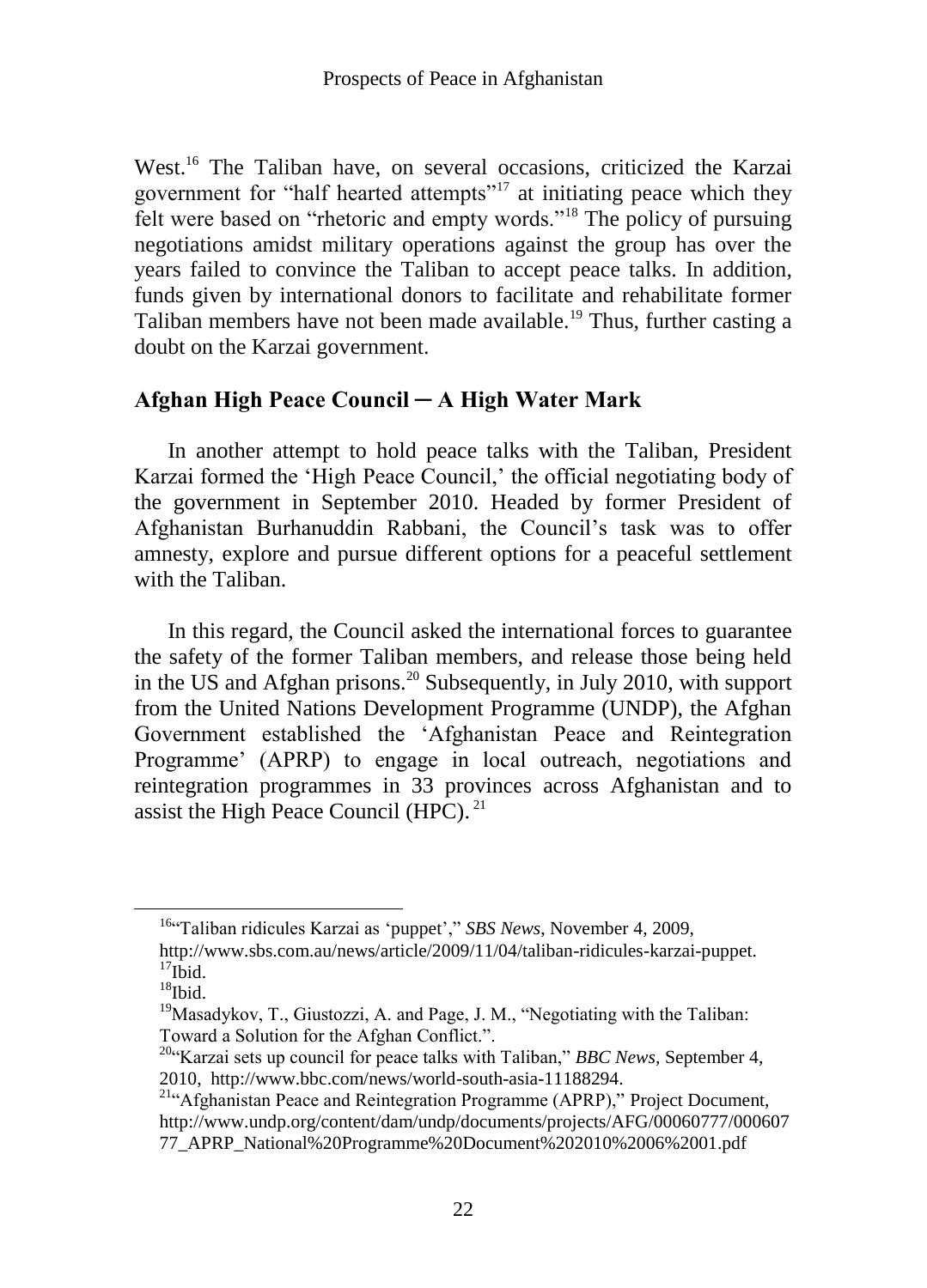West.[16] The Taliban have, on several occasions, criticized the Karzai government for "half hearted attempts"[17] at initiating peace which they felt were based on "rhetoric and empty words."[18] The policy of pursuing negotiations amidst military operations against the group has over the years failed to convince the Taliban to accept peace talks. In addition, funds given by international donors to facilitate and rehabilitate former Taliban members have not been made available.[19] Thus, further casting a doubt on the Karzai government.

## Afghan High Peace Council ─ A High Water Mark

In another attempt to hold peace talks with the Taliban, President Karzai formed the 'High Peace Council,' the official negotiating body of the government in September 2010. Headed by former President of Afghanistan Burhanuddin Rabbani, the Council's task was to offer amnesty, explore and pursue different options for a peaceful settlement with the Taliban.

In this regard, the Council asked the international forces to guarantee the safety of the former Taliban members, and release those being held in the US and Afghan prisons.[20] Subsequently, in July 2010, with support from the United Nations Development Programme (UNDP), the Afghan Government established the 'Afghanistan Peace and Reintegration Programme' (APRP) to engage in local outreach, negotiations and reintegration programmes in 33 provinces across Afghanistan and to assist the High Peace Council (HPC). [21]

---

[16] "Taliban ridicules Karzai as 'puppet'," *SBS News*, November 4, 2009, http://www.sbs.com.au/news/article/2009/11/04/taliban-ridicules-karzai-puppet.

[17] Ibid.

[18] Ibid.

[19] Masadykov, T., Giustozzi, A. and Page, J. M., "Negotiating with the Taliban: Toward a Solution for the Afghan Conflict.".

[20] "Karzai sets up council for peace talks with Taliban," *BBC News*, September 4, 2010, http://www.bbc.com/news/world-south-asia-11188294.

[21] "Afghanistan Peace and Reintegration Programme (APRP)," Project Document, http://www.undp.org/content/dam/undp/documents/projects/AFG/00060777/00060777_APRP_National%20Programme%20Document%202010%2006%2001.pdf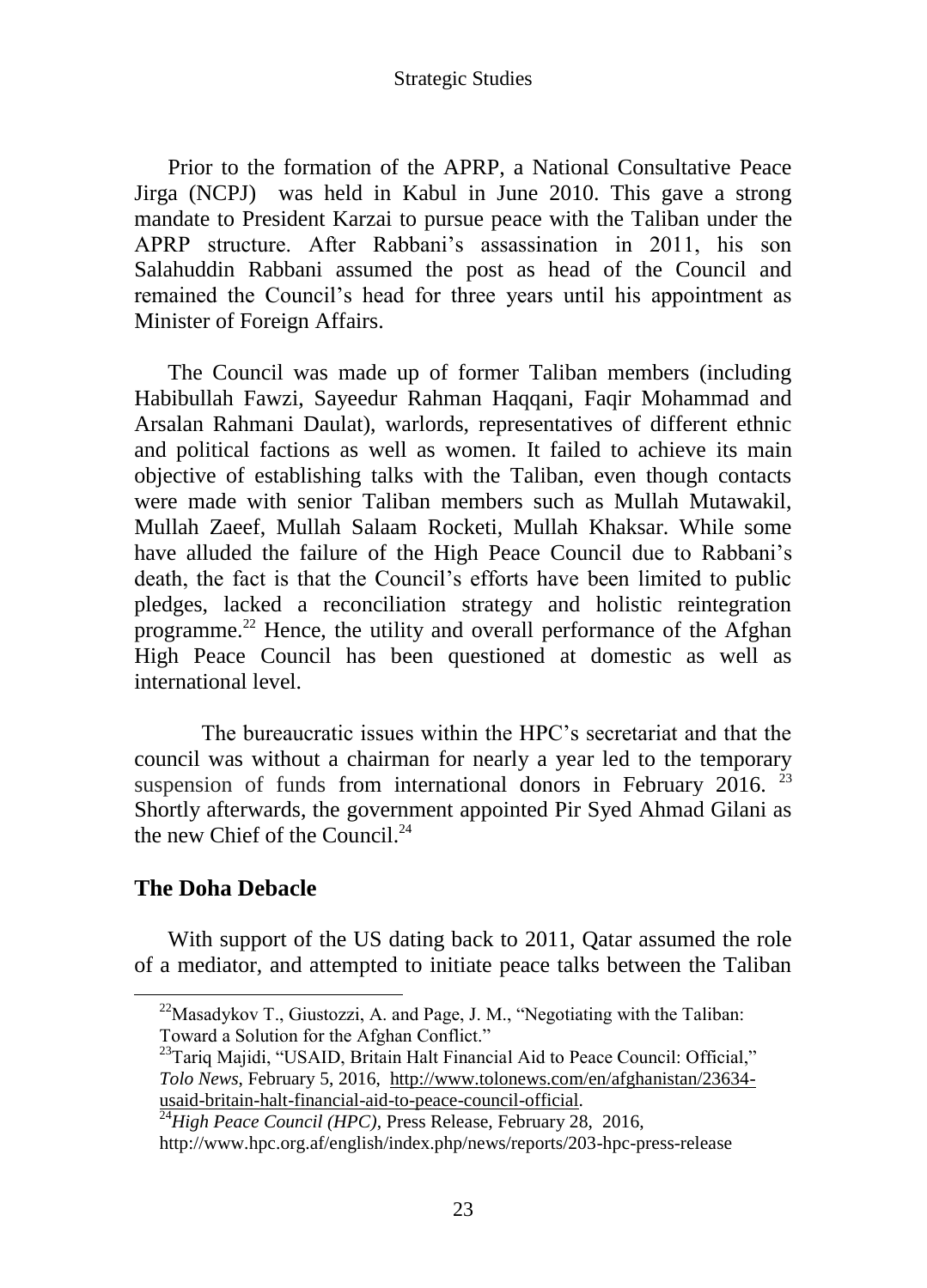Prior to the formation of the APRP, a National Consultative Peace Jirga (NCPJ) was held in Kabul in June 2010. This gave a strong mandate to President Karzai to pursue peace with the Taliban under the APRP structure. After Rabbani's assassination in 2011, his son Salahuddin Rabbani assumed the post as head of the Council and remained the Council's head for three years until his appointment as Minister of Foreign Affairs.

The Council was made up of former Taliban members (including Habibullah Fawzi, Sayeedur Rahman Haqqani, Faqir Mohammad and Arsalan Rahmani Daulat), warlords, representatives of different ethnic and political factions as well as women. It failed to achieve its main objective of establishing talks with the Taliban, even though contacts were made with senior Taliban members such as Mullah Mutawakil, Mullah Zaeef, Mullah Salaam Rocketi, Mullah Khaksar. While some have alluded the failure of the High Peace Council due to Rabbani's death, the fact is that the Council's efforts have been limited to public pledges, lacked a reconciliation strategy and holistic reintegration programme.[22] Hence, the utility and overall performance of the Afghan High Peace Council has been questioned at domestic as well as international level.

The bureaucratic issues within the HPC's secretariat and that the council was without a chairman for nearly a year led to the temporary suspension of funds from international donors in February 2016. [23] Shortly afterwards, the government appointed Pir Syed Ahmad Gilani as the new Chief of the Council.[24]

## The Doha Debacle

With support of the US dating back to 2011, Qatar assumed the role of a mediator, and attempted to initiate peace talks between the Taliban

---

[22] Masadykov T., Giustozzi, A. and Page, J. M., "Negotiating with the Taliban: Toward a Solution for the Afghan Conflict."

[23] Tariq Majidi, "USAID, Britain Halt Financial Aid to Peace Council: Official," *Tolo News*, February 5, 2016, http://www.tolonews.com/en/afghanistan/23634-usaid-britain-halt-financial-aid-to-peace-council-official.

[24] *High Peace Council (HPC)*, Press Release, February 28, 2016, http://www.hpc.org.af/english/index.php/news/reports/203-hpc-press-release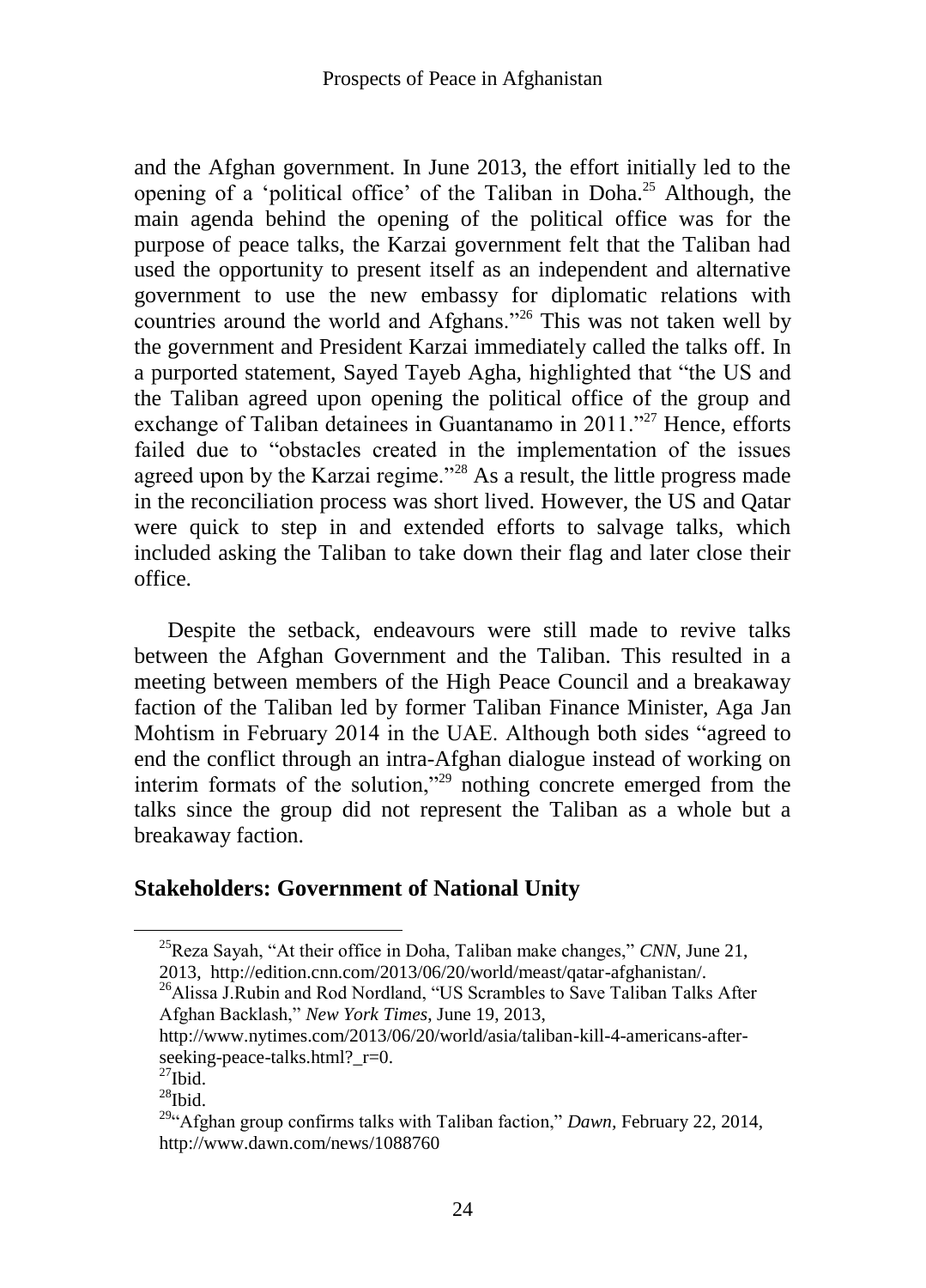and the Afghan government. In June 2013, the effort initially led to the opening of a 'political office' of the Taliban in Doha.[25] Although, the main agenda behind the opening of the political office was for the purpose of peace talks, the Karzai government felt that the Taliban had used the opportunity to present itself as an independent and alternative government to use the new embassy for diplomatic relations with countries around the world and Afghans."[26] This was not taken well by the government and President Karzai immediately called the talks off. In a purported statement, Sayed Tayeb Agha, highlighted that "the US and the Taliban agreed upon opening the political office of the group and exchange of Taliban detainees in Guantanamo in 2011."[27] Hence, efforts failed due to "obstacles created in the implementation of the issues agreed upon by the Karzai regime."[28] As a result, the little progress made in the reconciliation process was short lived. However, the US and Qatar were quick to step in and extended efforts to salvage talks, which included asking the Taliban to take down their flag and later close their office.

Despite the setback, endeavours were still made to revive talks between the Afghan Government and the Taliban. This resulted in a meeting between members of the High Peace Council and a breakaway faction of the Taliban led by former Taliban Finance Minister, Aga Jan Mohtism in February 2014 in the UAE. Although both sides "agreed to end the conflict through an intra-Afghan dialogue instead of working on interim formats of the solution,"[29] nothing concrete emerged from the talks since the group did not represent the Taliban as a whole but a breakaway faction.

## Stakeholders: Government of National Unity

---

[25] Reza Sayah, "At their office in Doha, Taliban make changes," *CNN*, June 21, 2013, http://edition.cnn.com/2013/06/20/world/meast/qatar-afghanistan/.

[26] Alissa J.Rubin and Rod Nordland, "US Scrambles to Save Taliban Talks After Afghan Backlash," *New York Times*, June 19, 2013, http://www.nytimes.com/2013/06/20/world/asia/taliban-kill-4-americans-after-seeking-peace-talks.html?_r=0.

[27] Ibid.

[28] Ibid.

[29] "Afghan group confirms talks with Taliban faction," *Dawn*, February 22, 2014, http://www.dawn.com/news/1088760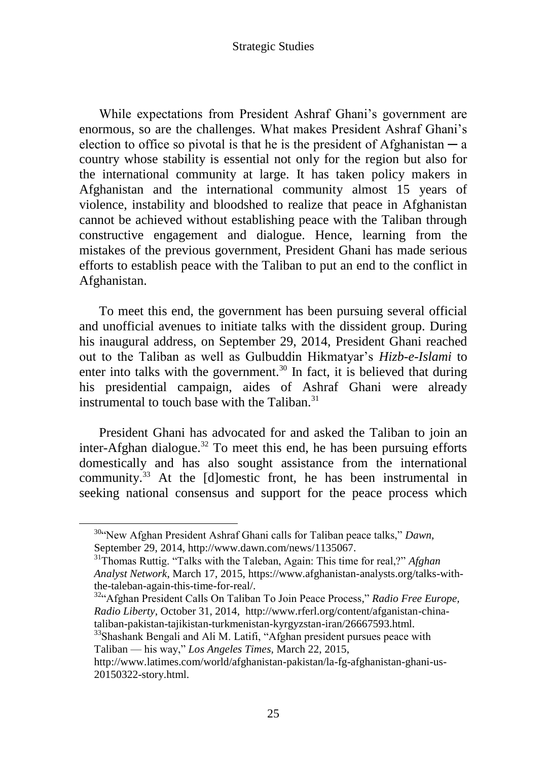While expectations from President Ashraf Ghani's government are enormous, so are the challenges. What makes President Ashraf Ghani's election to office so pivotal is that he is the president of Afghanistan ─ a country whose stability is essential not only for the region but also for the international community at large. It has taken policy makers in Afghanistan and the international community almost 15 years of violence, instability and bloodshed to realize that peace in Afghanistan cannot be achieved without establishing peace with the Taliban through constructive engagement and dialogue. Hence, learning from the mistakes of the previous government, President Ghani has made serious efforts to establish peace with the Taliban to put an end to the conflict in Afghanistan.

To meet this end, the government has been pursuing several official and unofficial avenues to initiate talks with the dissident group. During his inaugural address, on September 29, 2014, President Ghani reached out to the Taliban as well as Gulbuddin Hikmatyar's *Hizb-e-Islami* to enter into talks with the government.[30] In fact, it is believed that during his presidential campaign, aides of Ashraf Ghani were already instrumental to touch base with the Taliban.[31]

President Ghani has advocated for and asked the Taliban to join an inter-Afghan dialogue.[32] To meet this end, he has been pursuing efforts domestically and has also sought assistance from the international community.[33] At the [d]omestic front, he has been instrumental in seeking national consensus and support for the peace process which

---

[30] "New Afghan President Ashraf Ghani calls for Taliban peace talks," *Dawn*, September 29, 2014, http://www.dawn.com/news/1135067.

[31] Thomas Ruttig. "Talks with the Taleban, Again: This time for real,?" *Afghan Analyst Network*, March 17, 2015, https://www.afghanistan-analysts.org/talks-with-the-taleban-again-this-time-for-real/.

[32] "Afghan President Calls On Taliban To Join Peace Process," *Radio Free Europe, Radio Liberty*, October 31, 2014, http://www.rferl.org/content/afganistan-china-taliban-pakistan-tajikistan-turkmenistan-kyrgyzstan-iran/26667593.html.

[33] Shashank Bengali and Ali M. Latifi, "Afghan president pursues peace with Taliban — his way," *Los Angeles Times*, March 22, 2015, http://www.latimes.com/world/afghanistan-pakistan/la-fg-afghanistan-ghani-us-20150322-story.html.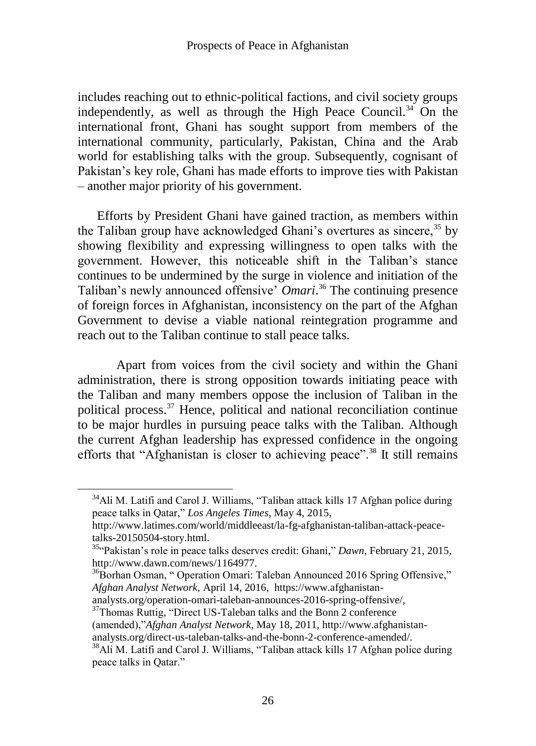includes reaching out to ethnic-political factions, and civil society groups independently, as well as through the High Peace Council.[34] On the international front, Ghani has sought support from members of the international community, particularly, Pakistan, China and the Arab world for establishing talks with the group. Subsequently, cognisant of Pakistan's key role, Ghani has made efforts to improve ties with Pakistan – another major priority of his government.

Efforts by President Ghani have gained traction, as members within the Taliban group have acknowledged Ghani's overtures as sincere,[35] by showing flexibility and expressing willingness to open talks with the government. However, this noticeable shift in the Taliban's stance continues to be undermined by the surge in violence and initiation of the Taliban's newly announced offensive' *Omari*.[36] The continuing presence of foreign forces in Afghanistan, inconsistency on the part of the Afghan Government to devise a viable national reintegration programme and reach out to the Taliban continue to stall peace talks.

Apart from voices from the civil society and within the Ghani administration, there is strong opposition towards initiating peace with the Taliban and many members oppose the inclusion of Taliban in the political process.[37] Hence, political and national reconciliation continue to be major hurdles in pursuing peace talks with the Taliban. Although the current Afghan leadership has expressed confidence in the ongoing efforts that "Afghanistan is closer to achieving peace".[38] It still remains

---

[34] Ali M. Latifi and Carol J. Williams, "Taliban attack kills 17 Afghan police during peace talks in Qatar," *Los Angeles Times*, May 4, 2015, http://www.latimes.com/world/middleeast/la-fg-afghanistan-taliban-attack-peace-talks-20150504-story.html.

[35] "Pakistan's role in peace talks deserves credit: Ghani," *Dawn*, February 21, 2015, http://www.dawn.com/news/1164977.

[36] Borhan Osman, " Operation Omari: Taleban Announced 2016 Spring Offensive," *Afghan Analyst Network*, April 14, 2016, https://www.afghanistan-analysts.org/operation-omari-taleban-announces-2016-spring-offensive/,

[37] Thomas Ruttig, "Direct US-Taleban talks and the Bonn 2 conference (amended),"*Afghan Analyst Network*, May 18, 2011, http://www.afghanistan-analysts.org/direct-us-taleban-talks-and-the-bonn-2-conference-amended/.

[38] Ali M. Latifi and Carol J. Williams, "Taliban attack kills 17 Afghan police during peace talks in Qatar."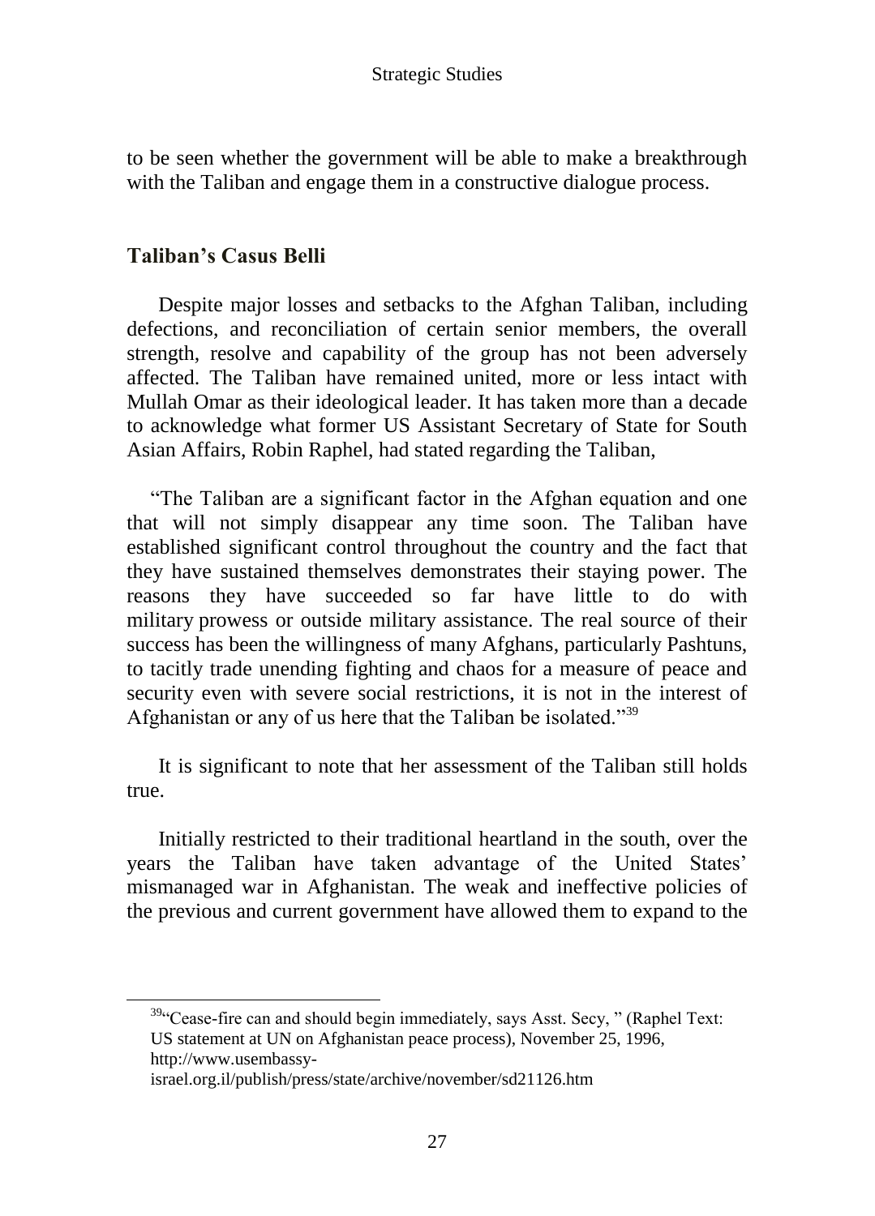to be seen whether the government will be able to make a breakthrough with the Taliban and engage them in a constructive dialogue process.

## Taliban's Casus Belli

Despite major losses and setbacks to the Afghan Taliban, including defections, and reconciliation of certain senior members, the overall strength, resolve and capability of the group has not been adversely affected. The Taliban have remained united, more or less intact with Mullah Omar as their ideological leader. It has taken more than a decade to acknowledge what former US Assistant Secretary of State for South Asian Affairs, Robin Raphel, had stated regarding the Taliban,

"The Taliban are a significant factor in the Afghan equation and one that will not simply disappear any time soon. The Taliban have established significant control throughout the country and the fact that they have sustained themselves demonstrates their staying power. The reasons they have succeeded so far have little to do with military prowess or outside military assistance. The real source of their success has been the willingness of many Afghans, particularly Pashtuns, to tacitly trade unending fighting and chaos for a measure of peace and security even with severe social restrictions, it is not in the interest of Afghanistan or any of us here that the Taliban be isolated."[39]

It is significant to note that her assessment of the Taliban still holds true.

Initially restricted to their traditional heartland in the south, over the years the Taliban have taken advantage of the United States' mismanaged war in Afghanistan. The weak and ineffective policies of the previous and current government have allowed them to expand to the

---

[39] "Cease-fire can and should begin immediately, says Asst. Secy, " (Raphel Text: US statement at UN on Afghanistan peace process), November 25, 1996, http://www.usembassy-israel.org.il/publish/press/state/archive/november/sd21126.htm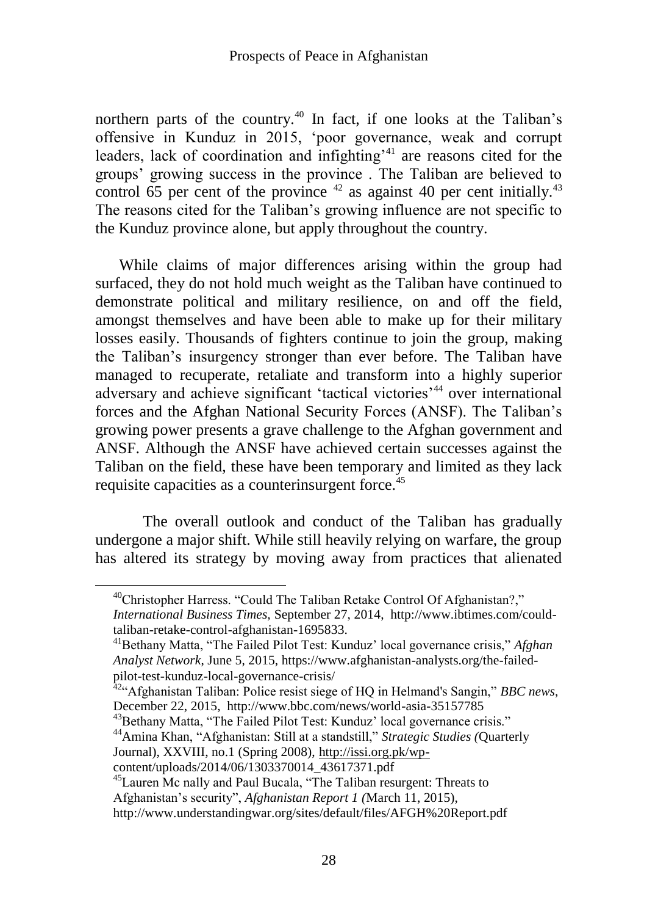northern parts of the country.[40] In fact, if one looks at the Taliban's offensive in Kunduz in 2015, 'poor governance, weak and corrupt leaders, lack of coordination and infighting'[41] are reasons cited for the groups' growing success in the province . The Taliban are believed to control 65 per cent of the province [42] as against 40 per cent initially.[43] The reasons cited for the Taliban's growing influence are not specific to the Kunduz province alone, but apply throughout the country.

While claims of major differences arising within the group had surfaced, they do not hold much weight as the Taliban have continued to demonstrate political and military resilience, on and off the field, amongst themselves and have been able to make up for their military losses easily. Thousands of fighters continue to join the group, making the Taliban's insurgency stronger than ever before. The Taliban have managed to recuperate, retaliate and transform into a highly superior adversary and achieve significant 'tactical victories'[44] over international forces and the Afghan National Security Forces (ANSF). The Taliban's growing power presents a grave challenge to the Afghan government and ANSF. Although the ANSF have achieved certain successes against the Taliban on the field, these have been temporary and limited as they lack requisite capacities as a counterinsurgent force.[45]

The overall outlook and conduct of the Taliban has gradually undergone a major shift. While still heavily relying on warfare, the group has altered its strategy by moving away from practices that alienated

---

[40] Christopher Harress. "Could The Taliban Retake Control Of Afghanistan?," *International Business Times,* September 27, 2014, http://www.ibtimes.com/could-taliban-retake-control-afghanistan-1695833.

[41] Bethany Matta, "The Failed Pilot Test: Kunduz' local governance crisis," *Afghan Analyst Network*, June 5, 2015, https://www.afghanistan-analysts.org/the-failed-pilot-test-kunduz-local-governance-crisis/

[42] "Afghanistan Taliban: Police resist siege of HQ in Helmand's Sangin," *BBC news*, December 22, 2015, http://www.bbc.com/news/world-asia-35157785

[43] Bethany Matta, "The Failed Pilot Test: Kunduz' local governance crisis."

[44] Amina Khan, "Afghanistan: Still at a standstill," *Strategic Studies (*Quarterly Journal), XXVIII, no.1 (Spring 2008), http://issi.org.pk/wp-content/uploads/2014/06/1303370014_43617371.pdf

[45] Lauren Mc nally and Paul Bucala, "The Taliban resurgent: Threats to Afghanistan's security", *Afghanistan Report 1 (*March 11, 2015), http://www.understandingwar.org/sites/default/files/AFGH%20Report.pdf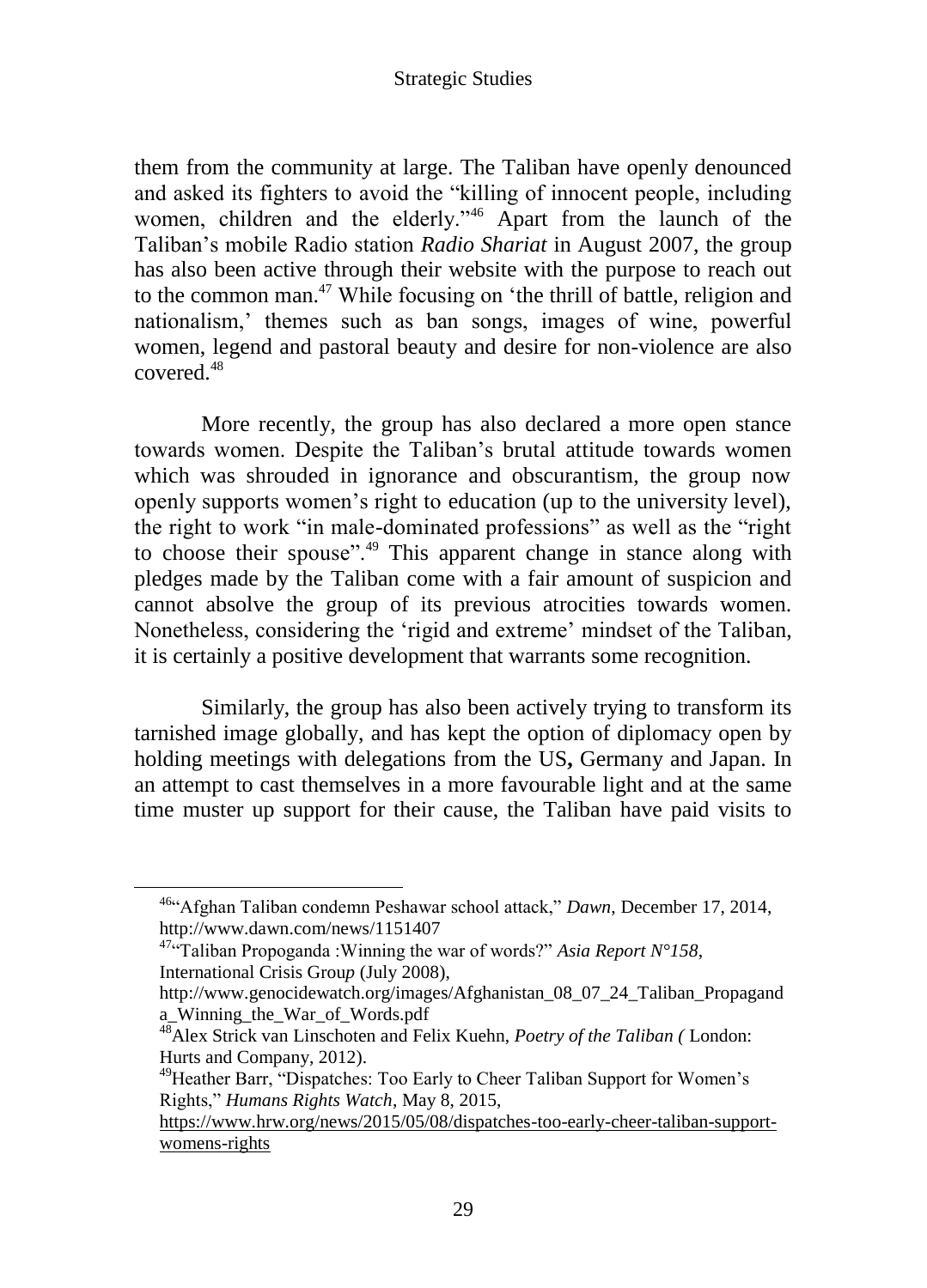them from the community at large. The Taliban have openly denounced and asked its fighters to avoid the "killing of innocent people, including women, children and the elderly."[46] Apart from the launch of the Taliban's mobile Radio station *Radio Shariat* in August 2007, the group has also been active through their website with the purpose to reach out to the common man.[47] While focusing on 'the thrill of battle, religion and nationalism,' themes such as ban songs, images of wine, powerful women, legend and pastoral beauty and desire for non-violence are also covered.[48]

More recently, the group has also declared a more open stance towards women. Despite the Taliban's brutal attitude towards women which was shrouded in ignorance and obscurantism, the group now openly supports women's right to education (up to the university level), the right to work "in male-dominated professions" as well as the "right to choose their spouse".[49] This apparent change in stance along with pledges made by the Taliban come with a fair amount of suspicion and cannot absolve the group of its previous atrocities towards women. Nonetheless, considering the 'rigid and extreme' mindset of the Taliban, it is certainly a positive development that warrants some recognition.

Similarly, the group has also been actively trying to transform its tarnished image globally, and has kept the option of diplomacy open by holding meetings with delegations from the US**,** Germany and Japan. In an attempt to cast themselves in a more favourable light and at the same time muster up support for their cause, the Taliban have paid visits to

---

[46]"Afghan Taliban condemn Peshawar school attack," *Dawn*, December 17, 2014, http://www.dawn.com/news/1151407

[47]"Taliban Propoganda :Winning the war of words?" *Asia Report N°158*, International Crisis Group (July 2008), http://www.genocidewatch.org/images/Afghanistan_08_07_24_Taliban_Propaganda_Winning_the_War_of_Words.pdf

[48]Alex Strick van Linschoten and Felix Kuehn, *Poetry of the Taliban (* London: Hurts and Company, 2012).

[49]Heather Barr, "Dispatches: Too Early to Cheer Taliban Support for Women's Rights," *Humans Rights Watch*, May 8, 2015, https://www.hrw.org/news/2015/05/08/dispatches-too-early-cheer-taliban-support-womens-rights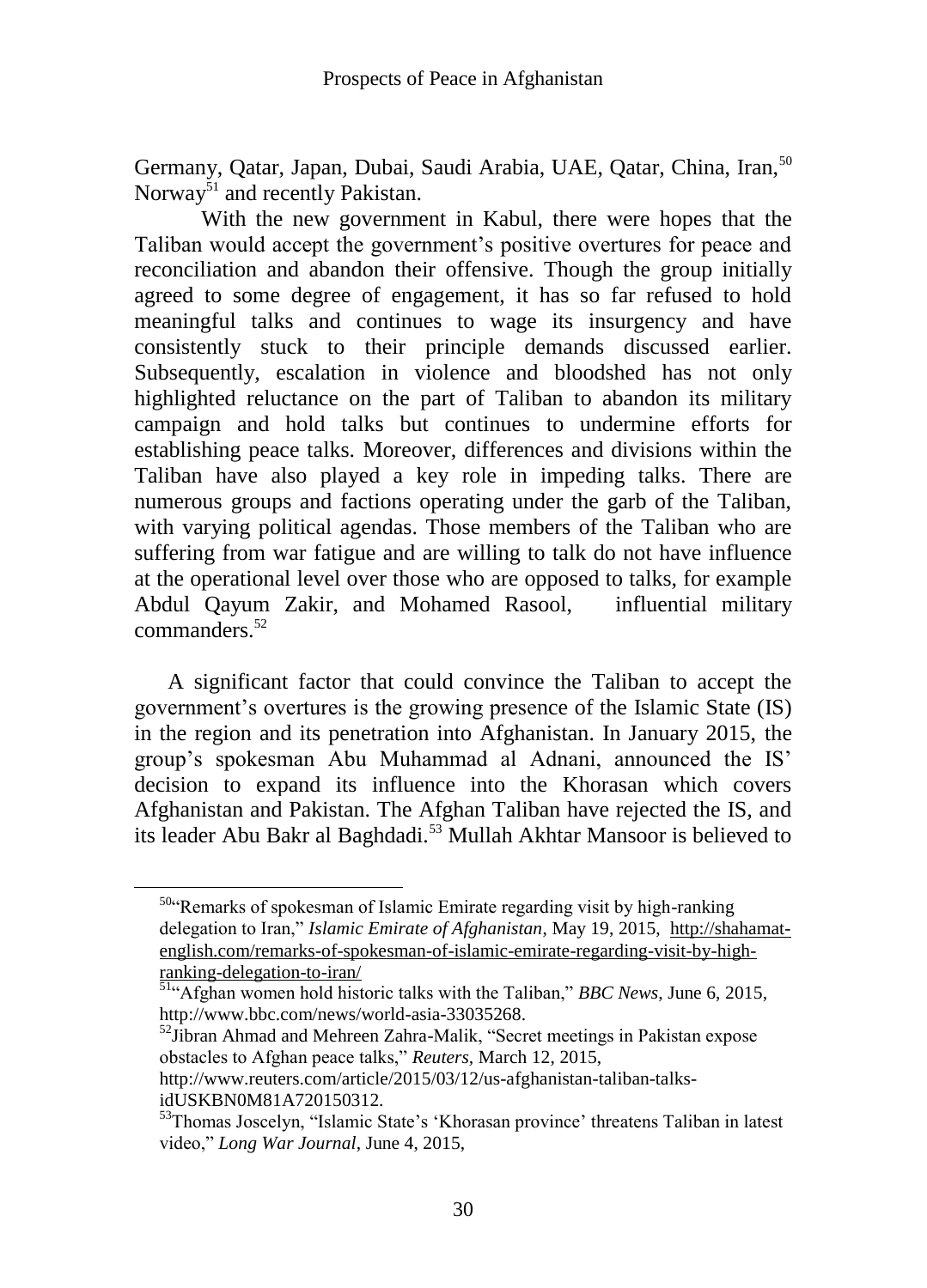Germany, Qatar, Japan, Dubai, Saudi Arabia, UAE, Qatar, China, Iran,[50] Norway[51] and recently Pakistan.

With the new government in Kabul, there were hopes that the Taliban would accept the government's positive overtures for peace and reconciliation and abandon their offensive. Though the group initially agreed to some degree of engagement, it has so far refused to hold meaningful talks and continues to wage its insurgency and have consistently stuck to their principle demands discussed earlier. Subsequently, escalation in violence and bloodshed has not only highlighted reluctance on the part of Taliban to abandon its military campaign and hold talks but continues to undermine efforts for establishing peace talks. Moreover, differences and divisions within the Taliban have also played a key role in impeding talks. There are numerous groups and factions operating under the garb of the Taliban, with varying political agendas. Those members of the Taliban who are suffering from war fatigue and are willing to talk do not have influence at the operational level over those who are opposed to talks, for example Abdul Qayum Zakir, and Mohamed Rasool, influential military commanders.[52]

A significant factor that could convince the Taliban to accept the government's overtures is the growing presence of the Islamic State (IS) in the region and its penetration into Afghanistan. In January 2015, the group's spokesman Abu Muhammad al Adnani, announced the IS' decision to expand its influence into the Khorasan which covers Afghanistan and Pakistan. The Afghan Taliban have rejected the IS, and its leader Abu Bakr al Baghdadi.[53] Mullah Akhtar Mansoor is believed to

---

[50] "Remarks of spokesman of Islamic Emirate regarding visit by high-ranking delegation to Iran," *Islamic Emirate of Afghanistan*, May 19, 2015, http://shahamat-english.com/remarks-of-spokesman-of-islamic-emirate-regarding-visit-by-high-ranking-delegation-to-iran/

[51] "Afghan women hold historic talks with the Taliban," *BBC News*, June 6, 2015, http://www.bbc.com/news/world-asia-33035268.

[52] Jibran Ahmad and Mehreen Zahra-Malik, "Secret meetings in Pakistan expose obstacles to Afghan peace talks," *Reuters*, March 12, 2015, http://www.reuters.com/article/2015/03/12/us-afghanistan-taliban-talks-idUSKBN0M81A720150312.

[53] Thomas Joscelyn, "Islamic State's 'Khorasan province' threatens Taliban in latest video," *Long War Journal*, June 4, 2015,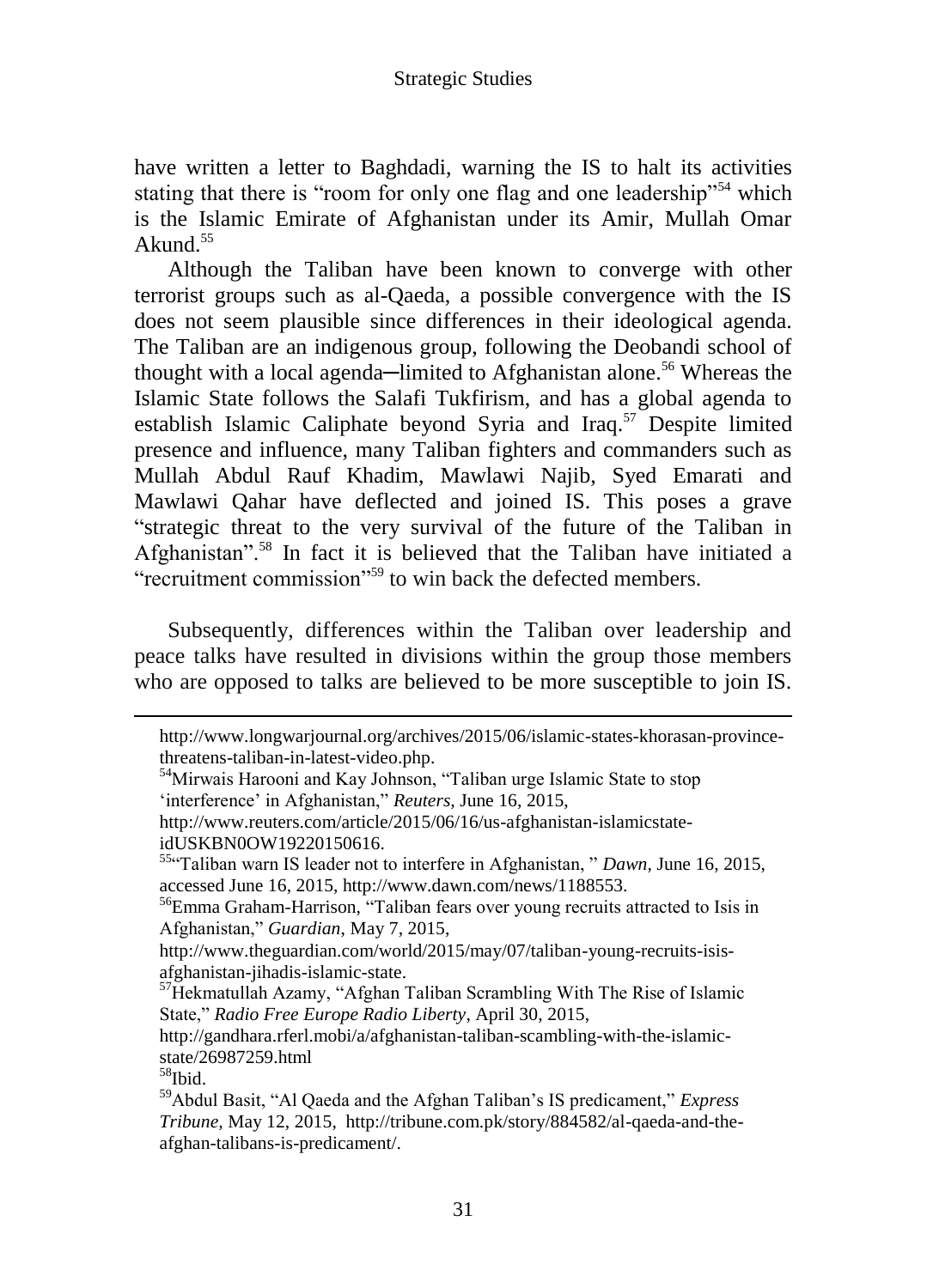have written a letter to Baghdadi, warning the IS to halt its activities stating that there is "room for only one flag and one leadership"[54] which is the Islamic Emirate of Afghanistan under its Amir, Mullah Omar Akund.[55]

Although the Taliban have been known to converge with other terrorist groups such as al-Qaeda, a possible convergence with the IS does not seem plausible since differences in their ideological agenda. The Taliban are an indigenous group, following the Deobandi school of thought with a local agenda─limited to Afghanistan alone.[56] Whereas the Islamic State follows the Salafi Tukfirism, and has a global agenda to establish Islamic Caliphate beyond Syria and Iraq.[57] Despite limited presence and influence, many Taliban fighters and commanders such as Mullah Abdul Rauf Khadim, Mawlawi Najib, Syed Emarati and Mawlawi Qahar have deflected and joined IS. This poses a grave "strategic threat to the very survival of the future of the Taliban in Afghanistan".[58] In fact it is believed that the Taliban have initiated a "recruitment commission"[59] to win back the defected members.

Subsequently, differences within the Taliban over leadership and peace talks have resulted in divisions within the group those members who are opposed to talks are believed to be more susceptible to join IS.

---

http://www.longwarjournal.org/archives/2015/06/islamic-states-khorasan-province-threatens-taliban-in-latest-video.php.

[54]Mirwais Harooni and Kay Johnson, "Taliban urge Islamic State to stop 'interference' in Afghanistan," *Reuters*, June 16, 2015, http://www.reuters.com/article/2015/06/16/us-afghanistan-islamicstate-idUSKBN0OW19220150616.

[55]"Taliban warn IS leader not to interfere in Afghanistan, " *Dawn*, June 16, 2015, accessed June 16, 2015, http://www.dawn.com/news/1188553.

[56]Emma Graham-Harrison, "Taliban fears over young recruits attracted to Isis in Afghanistan," *Guardian*, May 7, 2015, http://www.theguardian.com/world/2015/may/07/taliban-young-recruits-isis-afghanistan-jihadis-islamic-state.

[57]Hekmatullah Azamy, "Afghan Taliban Scrambling With The Rise of Islamic State," *Radio Free Europe Radio Liberty*, April 30, 2015, http://gandhara.rferl.mobi/a/afghanistan-taliban-scambling-with-the-islamic-state/26987259.html

[58]Ibid.

[59]Abdul Basit, "Al Qaeda and the Afghan Taliban's IS predicament," *Express Tribune*, May 12, 2015, http://tribune.com.pk/story/884582/al-qaeda-and-the-afghan-talibans-is-predicament/.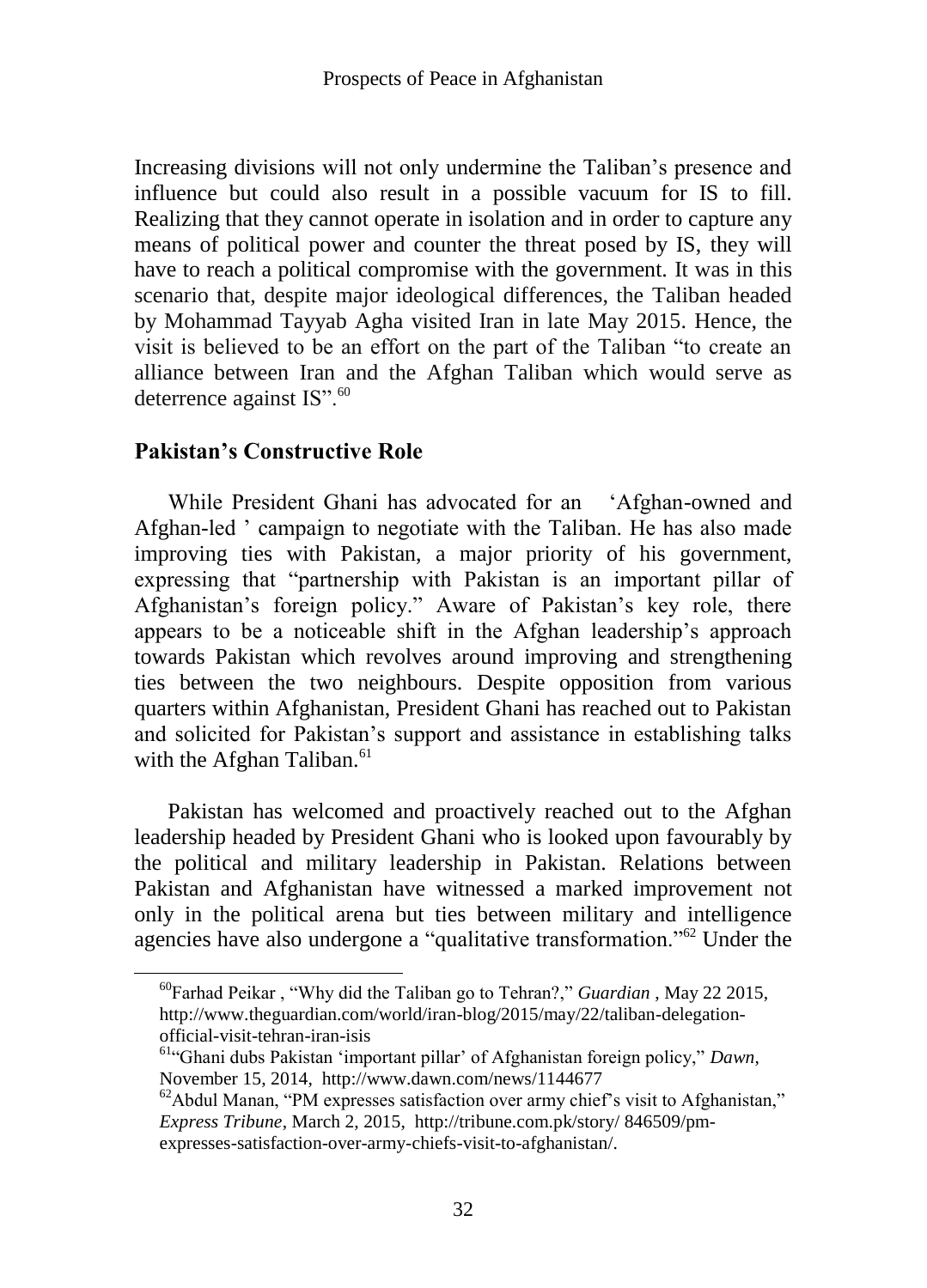Increasing divisions will not only undermine the Taliban's presence and influence but could also result in a possible vacuum for IS to fill. Realizing that they cannot operate in isolation and in order to capture any means of political power and counter the threat posed by IS, they will have to reach a political compromise with the government. It was in this scenario that, despite major ideological differences, the Taliban headed by Mohammad Tayyab Agha visited Iran in late May 2015. Hence, the visit is believed to be an effort on the part of the Taliban "to create an alliance between Iran and the Afghan Taliban which would serve as deterrence against IS".[60]

## Pakistan's Constructive Role

While President Ghani has advocated for an 'Afghan-owned and Afghan-led ' campaign to negotiate with the Taliban. He has also made improving ties with Pakistan, a major priority of his government, expressing that "partnership with Pakistan is an important pillar of Afghanistan's foreign policy." Aware of Pakistan's key role, there appears to be a noticeable shift in the Afghan leadership's approach towards Pakistan which revolves around improving and strengthening ties between the two neighbours. Despite opposition from various quarters within Afghanistan, President Ghani has reached out to Pakistan and solicited for Pakistan's support and assistance in establishing talks with the Afghan Taliban.[61]

Pakistan has welcomed and proactively reached out to the Afghan leadership headed by President Ghani who is looked upon favourably by the political and military leadership in Pakistan. Relations between Pakistan and Afghanistan have witnessed a marked improvement not only in the political arena but ties between military and intelligence agencies have also undergone a "qualitative transformation."[62] Under the

---

[60] Farhad Peikar , "Why did the Taliban go to Tehran?," *Guardian* , May 22 2015, http://www.theguardian.com/world/iran-blog/2015/may/22/taliban-delegation-official-visit-tehran-iran-isis

[61] "Ghani dubs Pakistan 'important pillar' of Afghanistan foreign policy," *Dawn*, November 15, 2014, http://www.dawn.com/news/1144677

[62] Abdul Manan, "PM expresses satisfaction over army chief's visit to Afghanistan," *Express Tribune*, March 2, 2015, http://tribune.com.pk/story/ 846509/pm-expresses-satisfaction-over-army-chiefs-visit-to-afghanistan/.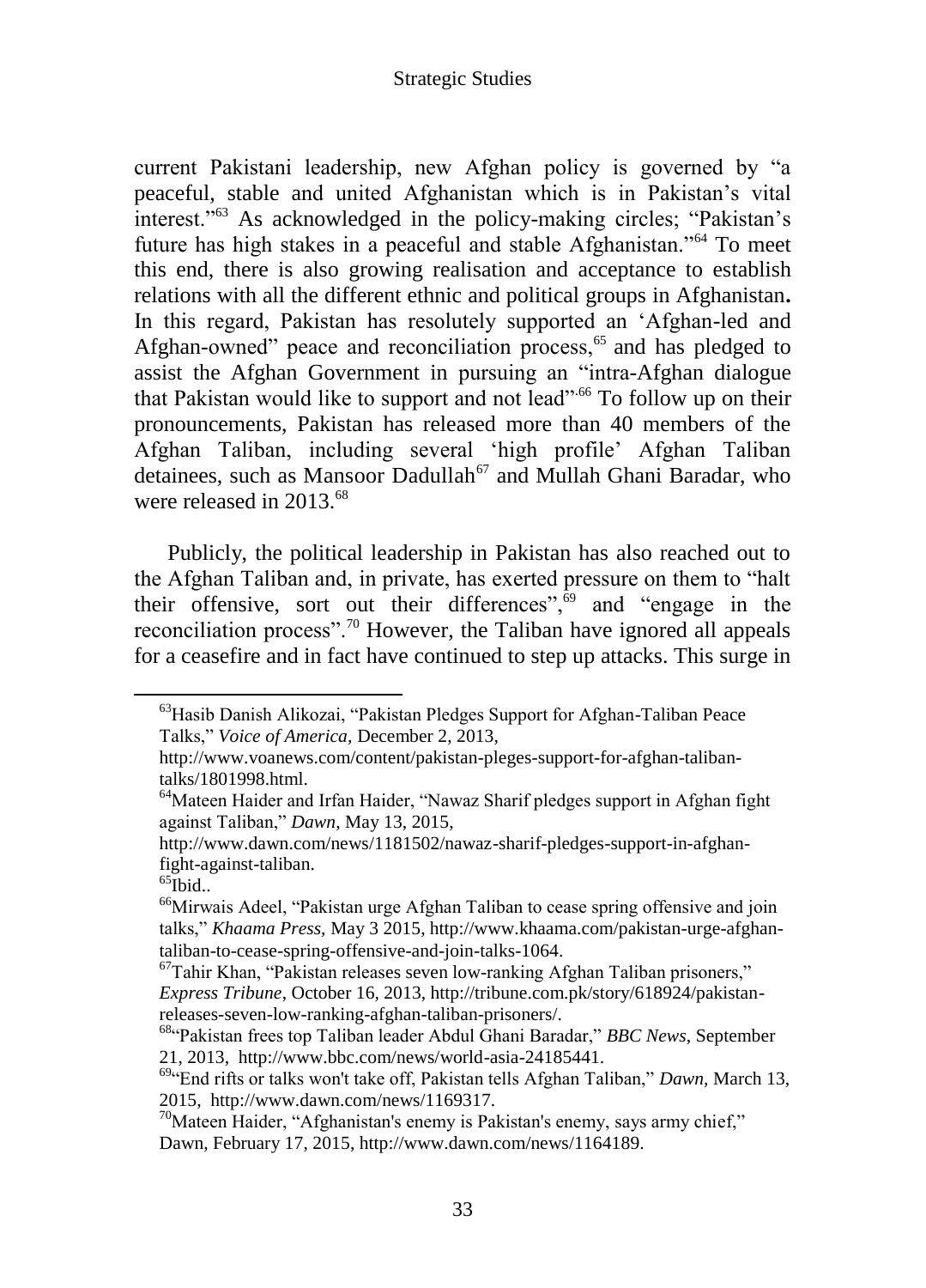current Pakistani leadership, new Afghan policy is governed by "a peaceful, stable and united Afghanistan which is in Pakistan's vital interest."[63] As acknowledged in the policy-making circles; "Pakistan's future has high stakes in a peaceful and stable Afghanistan."[64] To meet this end, there is also growing realisation and acceptance to establish relations with all the different ethnic and political groups in Afghanistan**.** In this regard, Pakistan has resolutely supported an 'Afghan-led and Afghan-owned" peace and reconciliation process,[65] and has pledged to assist the Afghan Government in pursuing an "intra-Afghan dialogue that Pakistan would like to support and not lead".[66] To follow up on their pronouncements, Pakistan has released more than 40 members of the Afghan Taliban, including several 'high profile' Afghan Taliban detainees, such as Mansoor Dadullah[67] and Mullah Ghani Baradar, who were released in 2013.[68]

Publicly, the political leadership in Pakistan has also reached out to the Afghan Taliban and, in private, has exerted pressure on them to "halt their offensive, sort out their differences",[69] and "engage in the reconciliation process".[70] However, the Taliban have ignored all appeals for a ceasefire and in fact have continued to step up attacks. This surge in

---

[63] Hasib Danish Alikozai, "Pakistan Pledges Support for Afghan-Taliban Peace Talks," *Voice of America,* December 2, 2013, http://www.voanews.com/content/pakistan-pleges-support-for-afghan-taliban-talks/1801998.html.

[64] Mateen Haider and Irfan Haider, "Nawaz Sharif pledges support in Afghan fight against Taliban," *Dawn*, May 13, 2015, http://www.dawn.com/news/1181502/nawaz-sharif-pledges-support-in-afghan-fight-against-taliban.

[65] Ibid..

[66] Mirwais Adeel, "Pakistan urge Afghan Taliban to cease spring offensive and join talks," *Khaama Press,* May 3 2015, http://www.khaama.com/pakistan-urge-afghan-taliban-to-cease-spring-offensive-and-join-talks-1064.

[67] Tahir Khan, "Pakistan releases seven low-ranking Afghan Taliban prisoners," *Express Tribune*, October 16, 2013, http://tribune.com.pk/story/618924/pakistan-releases-seven-low-ranking-afghan-taliban-prisoners/.

[68] "Pakistan frees top Taliban leader Abdul Ghani Baradar," *BBC News*, September 21, 2013, http://www.bbc.com/news/world-asia-24185441.

[69] "End rifts or talks won't take off, Pakistan tells Afghan Taliban," *Dawn,* March 13, 2015, http://www.dawn.com/news/1169317.

[70] Mateen Haider, "Afghanistan's enemy is Pakistan's enemy, says army chief," Dawn, February 17, 2015, http://www.dawn.com/news/1164189.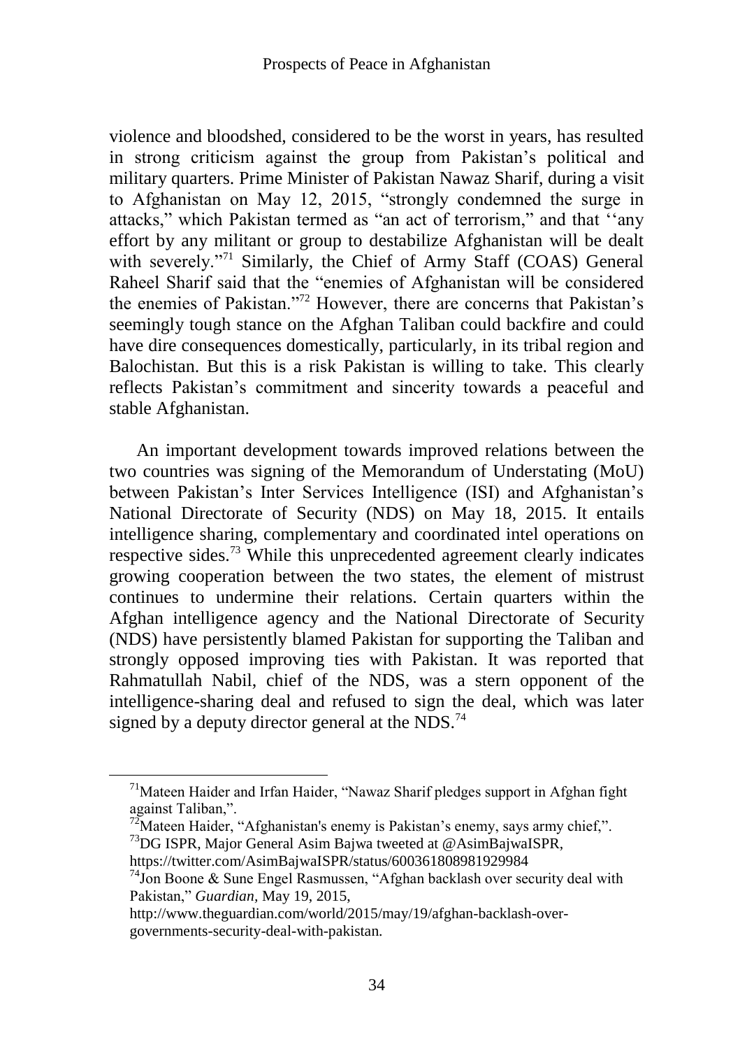violence and bloodshed, considered to be the worst in years, has resulted in strong criticism against the group from Pakistan's political and military quarters. Prime Minister of Pakistan Nawaz Sharif, during a visit to Afghanistan on May 12, 2015, "strongly condemned the surge in attacks," which Pakistan termed as "an act of terrorism," and that ''any effort by any militant or group to destabilize Afghanistan will be dealt with severely."[71] Similarly, the Chief of Army Staff (COAS) General Raheel Sharif said that the "enemies of Afghanistan will be considered the enemies of Pakistan."[72] However, there are concerns that Pakistan's seemingly tough stance on the Afghan Taliban could backfire and could have dire consequences domestically, particularly, in its tribal region and Balochistan. But this is a risk Pakistan is willing to take. This clearly reflects Pakistan's commitment and sincerity towards a peaceful and stable Afghanistan.

An important development towards improved relations between the two countries was signing of the Memorandum of Understating (MoU) between Pakistan's Inter Services Intelligence (ISI) and Afghanistan's National Directorate of Security (NDS) on May 18, 2015. It entails intelligence sharing, complementary and coordinated intel operations on respective sides.[73] While this unprecedented agreement clearly indicates growing cooperation between the two states, the element of mistrust continues to undermine their relations. Certain quarters within the Afghan intelligence agency and the National Directorate of Security (NDS) have persistently blamed Pakistan for supporting the Taliban and strongly opposed improving ties with Pakistan. It was reported that Rahmatullah Nabil, chief of the NDS, was a stern opponent of the intelligence-sharing deal and refused to sign the deal, which was later signed by a deputy director general at the NDS.[74]

---

[71] Mateen Haider and Irfan Haider, "Nawaz Sharif pledges support in Afghan fight against Taliban,".

[72] Mateen Haider, "Afghanistan's enemy is Pakistan's enemy, says army chief,".

[73] DG ISPR, Major General Asim Bajwa tweeted at @AsimBajwaISPR, https://twitter.com/AsimBajwaISPR/status/600361808981929984

[74] Jon Boone & Sune Engel Rasmussen, "Afghan backlash over security deal with Pakistan," *Guardian*, May 19, 2015, http://www.theguardian.com/world/2015/may/19/afghan-backlash-over-governments-security-deal-with-pakistan.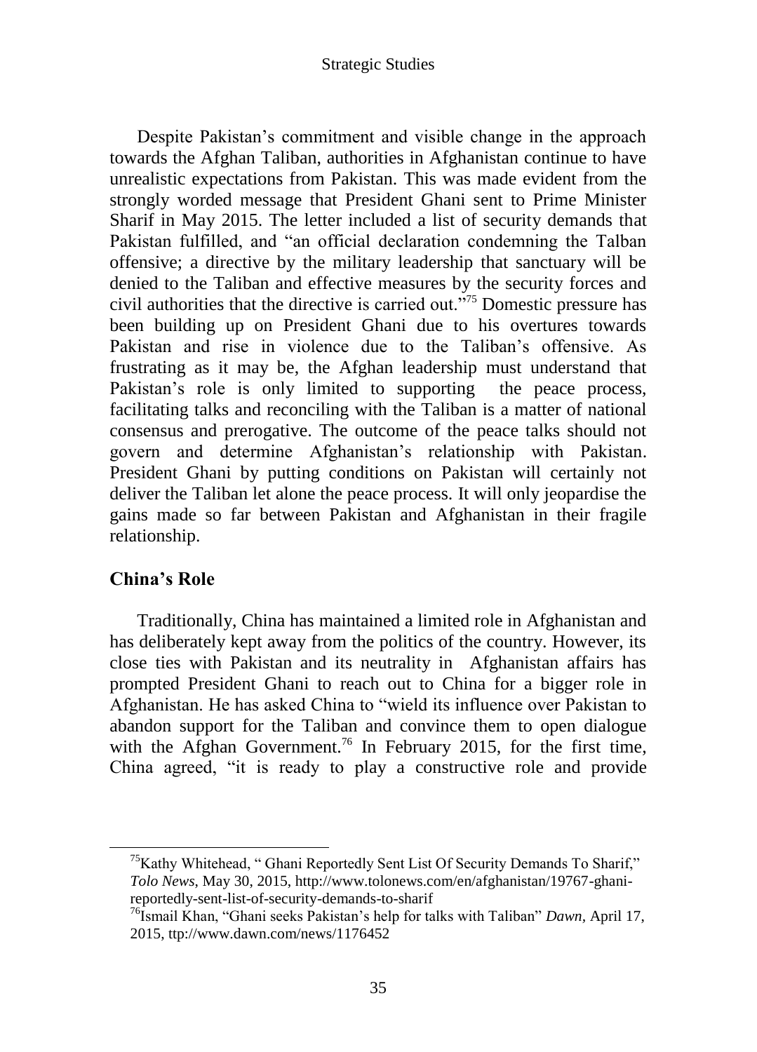Despite Pakistan's commitment and visible change in the approach towards the Afghan Taliban, authorities in Afghanistan continue to have unrealistic expectations from Pakistan. This was made evident from the strongly worded message that President Ghani sent to Prime Minister Sharif in May 2015. The letter included a list of security demands that Pakistan fulfilled, and "an official declaration condemning the Talban offensive; a directive by the military leadership that sanctuary will be denied to the Taliban and effective measures by the security forces and civil authorities that the directive is carried out."[75] Domestic pressure has been building up on President Ghani due to his overtures towards Pakistan and rise in violence due to the Taliban's offensive. As frustrating as it may be, the Afghan leadership must understand that Pakistan's role is only limited to supporting the peace process, facilitating talks and reconciling with the Taliban is a matter of national consensus and prerogative. The outcome of the peace talks should not govern and determine Afghanistan's relationship with Pakistan. President Ghani by putting conditions on Pakistan will certainly not deliver the Taliban let alone the peace process. It will only jeopardise the gains made so far between Pakistan and Afghanistan in their fragile relationship.

## China's Role

Traditionally, China has maintained a limited role in Afghanistan and has deliberately kept away from the politics of the country. However, its close ties with Pakistan and its neutrality in Afghanistan affairs has prompted President Ghani to reach out to China for a bigger role in Afghanistan. He has asked China to "wield its influence over Pakistan to abandon support for the Taliban and convince them to open dialogue with the Afghan Government.[76] In February 2015, for the first time, China agreed, "it is ready to play a constructive role and provide

---

[75] Kathy Whitehead, " Ghani Reportedly Sent List Of Security Demands To Sharif," *Tolo News*, May 30, 2015, http://www.tolonews.com/en/afghanistan/19767-ghani-reportedly-sent-list-of-security-demands-to-sharif

[76] Ismail Khan, "Ghani seeks Pakistan's help for talks with Taliban" *Dawn*, April 17, 2015, ttp://www.dawn.com/news/1176452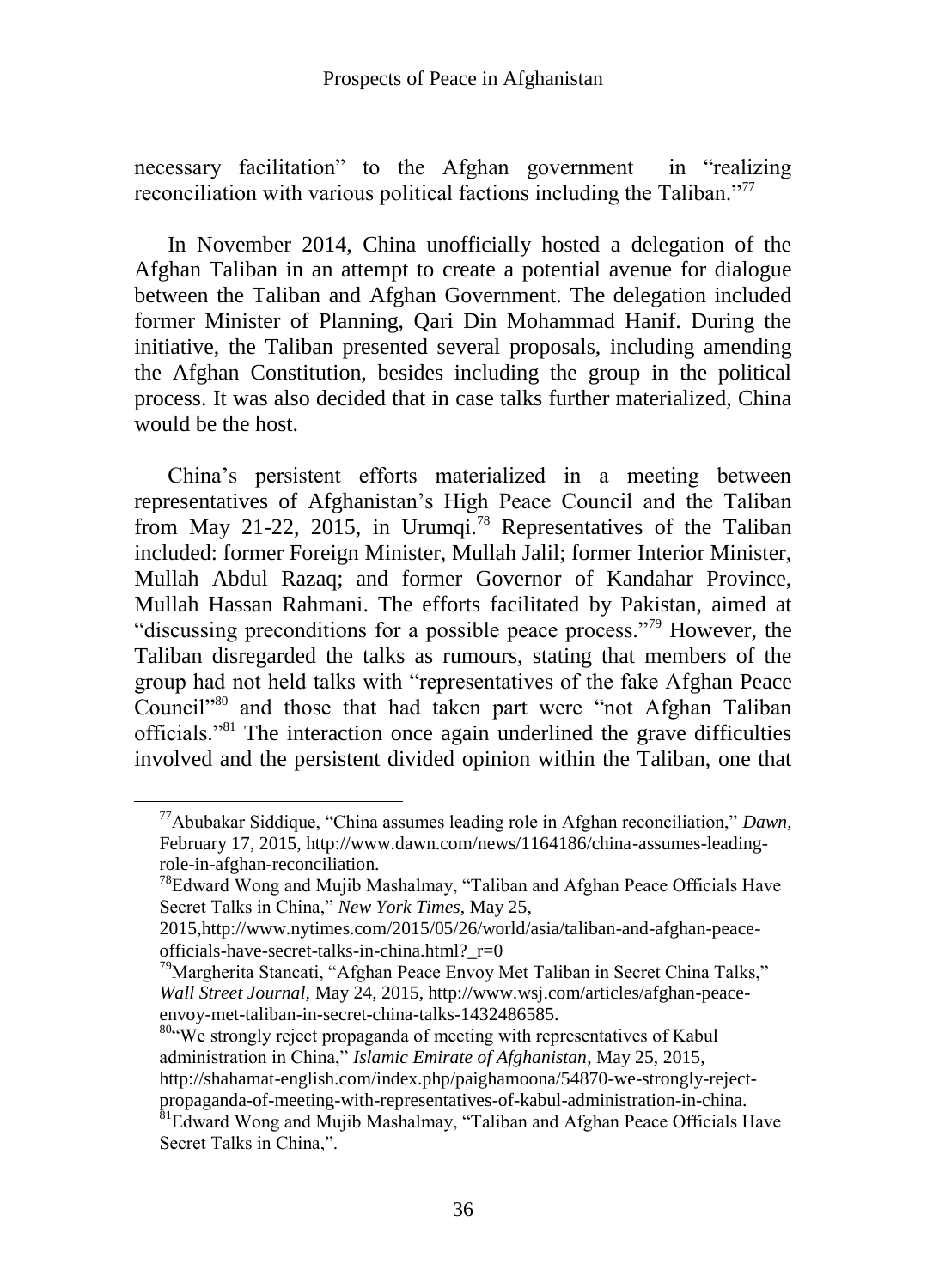necessary facilitation" to the Afghan government in "realizing reconciliation with various political factions including the Taliban."[77]

In November 2014, China unofficially hosted a delegation of the Afghan Taliban in an attempt to create a potential avenue for dialogue between the Taliban and Afghan Government. The delegation included former Minister of Planning, Qari Din Mohammad Hanif. During the initiative, the Taliban presented several proposals, including amending the Afghan Constitution, besides including the group in the political process. It was also decided that in case talks further materialized, China would be the host.

China's persistent efforts materialized in a meeting between representatives of Afghanistan's High Peace Council and the Taliban from May 21-22, 2015, in Urumqi.[78] Representatives of the Taliban included: former Foreign Minister, Mullah Jalil; former Interior Minister, Mullah Abdul Razaq; and former Governor of Kandahar Province, Mullah Hassan Rahmani. The efforts facilitated by Pakistan, aimed at "discussing preconditions for a possible peace process."[79] However, the Taliban disregarded the talks as rumours, stating that members of the group had not held talks with "representatives of the fake Afghan Peace Council"[80] and those that had taken part were "not Afghan Taliban officials."[81] The interaction once again underlined the grave difficulties involved and the persistent divided opinion within the Taliban, one that

---

[77] Abubakar Siddique, "China assumes leading role in Afghan reconciliation," *Dawn*, February 17, 2015, http://www.dawn.com/news/1164186/china-assumes-leading-role-in-afghan-reconciliation.

[78] Edward Wong and Mujib Mashalmay, "Taliban and Afghan Peace Officials Have Secret Talks in China," *New York Times*, May 25, 2015,http://www.nytimes.com/2015/05/26/world/asia/taliban-and-afghan-peace-officials-have-secret-talks-in-china.html?_r=0

[79] Margherita Stancati, "Afghan Peace Envoy Met Taliban in Secret China Talks," *Wall Street Journal*, May 24, 2015, http://www.wsj.com/articles/afghan-peace-envoy-met-taliban-in-secret-china-talks-1432486585.

[80] "We strongly reject propaganda of meeting with representatives of Kabul administration in China," *Islamic Emirate of Afghanistan*, May 25, 2015, http://shahamat-english.com/index.php/paighamoona/54870-we-strongly-reject-propaganda-of-meeting-with-representatives-of-kabul-administration-in-china.

[81] Edward Wong and Mujib Mashalmay, "Taliban and Afghan Peace Officials Have Secret Talks in China,".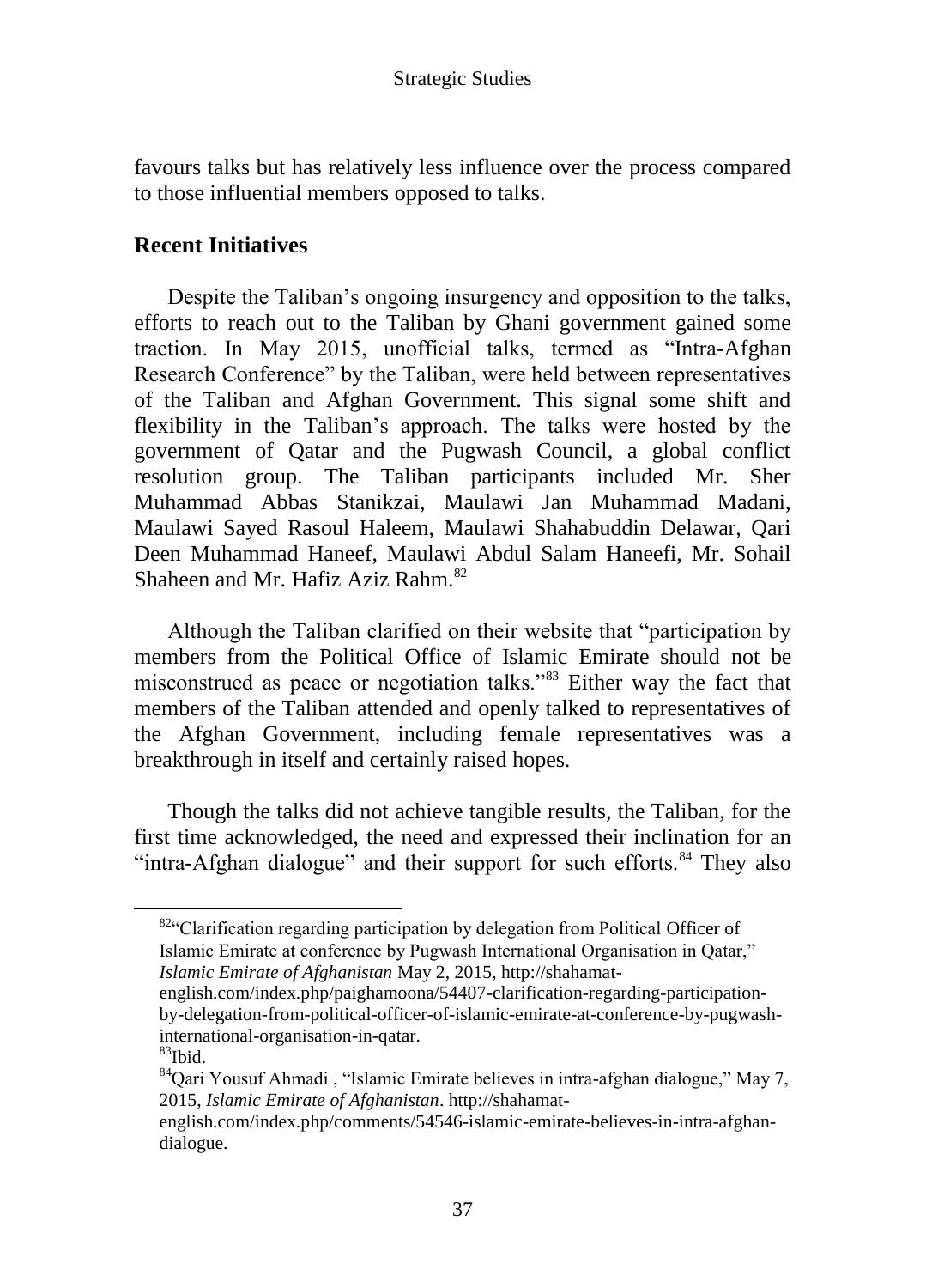favours talks but has relatively less influence over the process compared to those influential members opposed to talks.

## Recent Initiatives

Despite the Taliban's ongoing insurgency and opposition to the talks, efforts to reach out to the Taliban by Ghani government gained some traction. In May 2015, unofficial talks, termed as "Intra-Afghan Research Conference" by the Taliban, were held between representatives of the Taliban and Afghan Government. This signal some shift and flexibility in the Taliban's approach. The talks were hosted by the government of Qatar and the Pugwash Council, a global conflict resolution group. The Taliban participants included Mr. Sher Muhammad Abbas Stanikzai, Maulawi Jan Muhammad Madani, Maulawi Sayed Rasoul Haleem, Maulawi Shahabuddin Delawar, Qari Deen Muhammad Haneef, Maulawi Abdul Salam Haneefi, Mr. Sohail Shaheen and Mr. Hafiz Aziz Rahm.[82]

Although the Taliban clarified on their website that "participation by members from the Political Office of Islamic Emirate should not be misconstrued as peace or negotiation talks."[83] Either way the fact that members of the Taliban attended and openly talked to representatives of the Afghan Government, including female representatives was a breakthrough in itself and certainly raised hopes.

Though the talks did not achieve tangible results, the Taliban, for the first time acknowledged, the need and expressed their inclination for an "intra-Afghan dialogue" and their support for such efforts.[84] They also

---

[82] "Clarification regarding participation by delegation from Political Officer of Islamic Emirate at conference by Pugwash International Organisation in Qatar," *Islamic Emirate of Afghanistan* May 2, 2015, http://shahamat-english.com/index.php/paighamoona/54407-clarification-regarding-participation-by-delegation-from-political-officer-of-islamic-emirate-at-conference-by-pugwash-international-organisation-in-qatar.

[83] Ibid.

[84] Qari Yousuf Ahmadi , "Islamic Emirate believes in intra-afghan dialogue," May 7, 2015, *Islamic Emirate of Afghanistan*. http://shahamat-english.com/index.php/comments/54546-islamic-emirate-believes-in-intra-afghan-dialogue.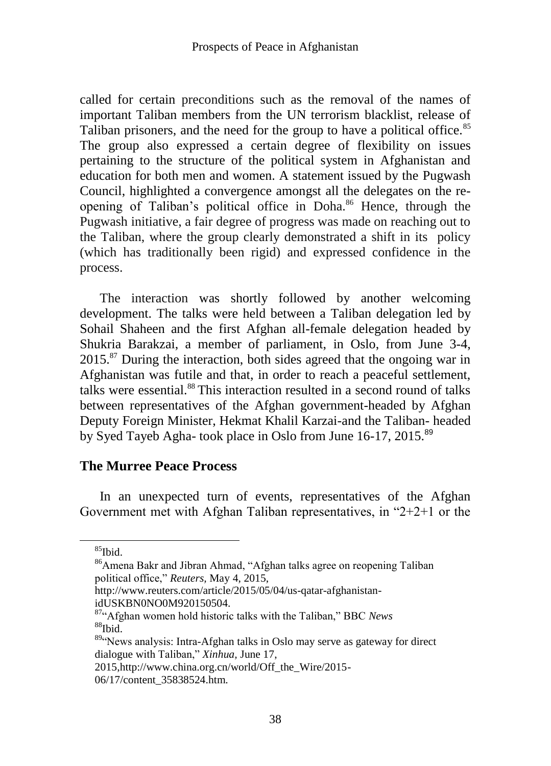called for certain preconditions such as the removal of the names of important Taliban members from the UN terrorism blacklist, release of Taliban prisoners, and the need for the group to have a political office.[85] The group also expressed a certain degree of flexibility on issues pertaining to the structure of the political system in Afghanistan and education for both men and women. A statement issued by the Pugwash Council, highlighted a convergence amongst all the delegates on the re-opening of Taliban's political office in Doha.[86] Hence, through the Pugwash initiative, a fair degree of progress was made on reaching out to the Taliban, where the group clearly demonstrated a shift in its policy (which has traditionally been rigid) and expressed confidence in the process.

The interaction was shortly followed by another welcoming development. The talks were held between a Taliban delegation led by Sohail Shaheen and the first Afghan all-female delegation headed by Shukria Barakzai, a member of parliament, in Oslo, from June 3-4, 2015.[87] During the interaction, both sides agreed that the ongoing war in Afghanistan was futile and that, in order to reach a peaceful settlement, talks were essential.[88] This interaction resulted in a second round of talks between representatives of the Afghan government-headed by Afghan Deputy Foreign Minister, Hekmat Khalil Karzai-and the Taliban- headed by Syed Tayeb Agha- took place in Oslo from June 16-17, 2015.[89]

## The Murree Peace Process

In an unexpected turn of events, representatives of the Afghan Government met with Afghan Taliban representatives, in "2+2+1 or the

---

[85] Ibid.

[86] Amena Bakr and Jibran Ahmad, "Afghan talks agree on reopening Taliban political office," *Reuters*, May 4, 2015, http://www.reuters.com/article/2015/05/04/us-qatar-afghanistan-idUSKBN0NO0M920150504.

[87] "Afghan women hold historic talks with the Taliban," BBC *News*

[88] Ibid.

[89] "News analysis: Intra-Afghan talks in Oslo may serve as gateway for direct dialogue with Taliban," *Xinhua*, June 17, 2015,http://www.china.org.cn/world/Off_the_Wire/2015-06/17/content_35838524.htm.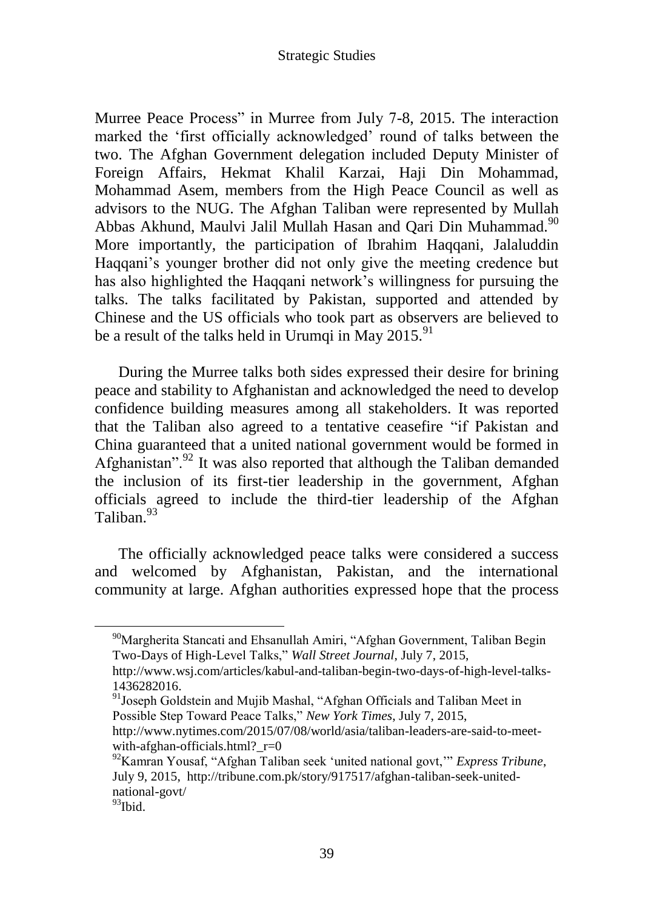Murree Peace Process" in Murree from July 7-8, 2015. The interaction marked the 'first officially acknowledged' round of talks between the two. The Afghan Government delegation included Deputy Minister of Foreign Affairs, Hekmat Khalil Karzai, Haji Din Mohammad, Mohammad Asem, members from the High Peace Council as well as advisors to the NUG. The Afghan Taliban were represented by Mullah Abbas Akhund, Maulvi Jalil Mullah Hasan and Qari Din Muhammad.[90] More importantly, the participation of Ibrahim Haqqani, Jalaluddin Haqqani's younger brother did not only give the meeting credence but has also highlighted the Haqqani network's willingness for pursuing the talks. The talks facilitated by Pakistan, supported and attended by Chinese and the US officials who took part as observers are believed to be a result of the talks held in Urumqi in May 2015.[91]

During the Murree talks both sides expressed their desire for brining peace and stability to Afghanistan and acknowledged the need to develop confidence building measures among all stakeholders. It was reported that the Taliban also agreed to a tentative ceasefire "if Pakistan and China guaranteed that a united national government would be formed in Afghanistan".[92] It was also reported that although the Taliban demanded the inclusion of its first-tier leadership in the government, Afghan officials agreed to include the third-tier leadership of the Afghan Taliban.[93]

The officially acknowledged peace talks were considered a success and welcomed by Afghanistan, Pakistan, and the international community at large. Afghan authorities expressed hope that the process

---

[90] Margherita Stancati and Ehsanullah Amiri, "Afghan Government, Taliban Begin Two-Days of High-Level Talks," *Wall Street Journal*, July 7, 2015, http://www.wsj.com/articles/kabul-and-taliban-begin-two-days-of-high-level-talks-1436282016.

[91] Joseph Goldstein and Mujib Mashal, "Afghan Officials and Taliban Meet in Possible Step Toward Peace Talks," *New York Times*, July 7, 2015, http://www.nytimes.com/2015/07/08/world/asia/taliban-leaders-are-said-to-meet-with-afghan-officials.html?_r=0

[92] Kamran Yousaf, "Afghan Taliban seek 'united national govt,'" *Express Tribune*, July 9, 2015, http://tribune.com.pk/story/917517/afghan-taliban-seek-united-national-govt/

[93] Ibid.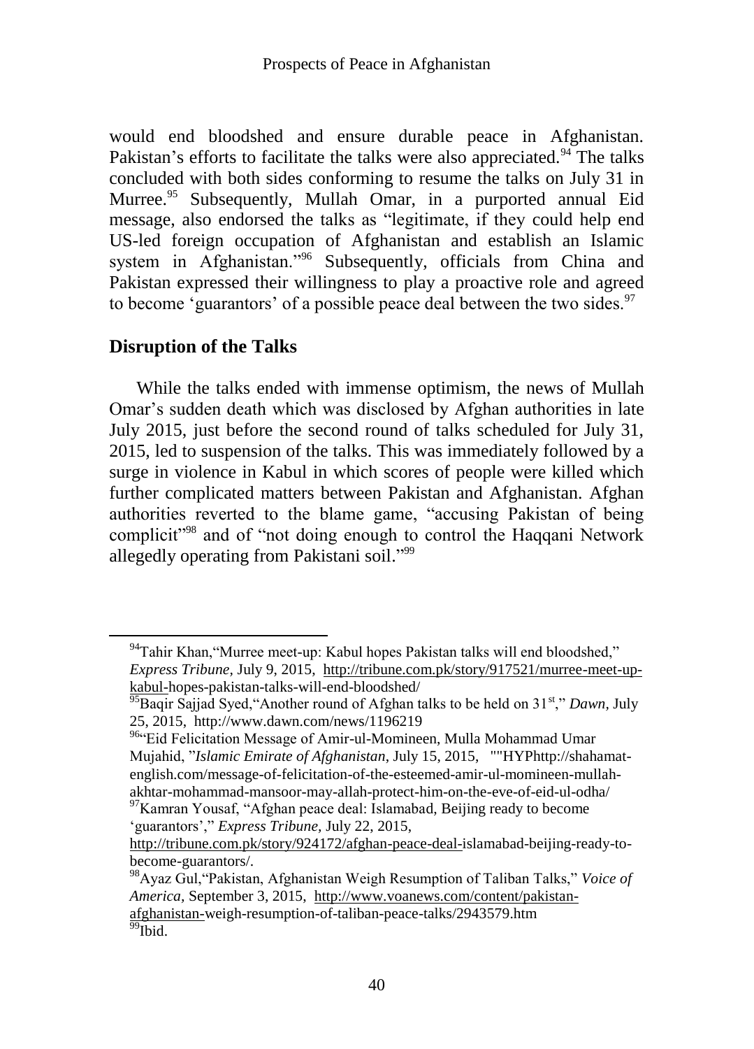would end bloodshed and ensure durable peace in Afghanistan. Pakistan's efforts to facilitate the talks were also appreciated.[94] The talks concluded with both sides conforming to resume the talks on July 31 in Murree.[95] Subsequently, Mullah Omar, in a purported annual Eid message, also endorsed the talks as "legitimate, if they could help end US-led foreign occupation of Afghanistan and establish an Islamic system in Afghanistan."[96] Subsequently, officials from China and Pakistan expressed their willingness to play a proactive role and agreed to become 'guarantors' of a possible peace deal between the two sides.[97]

## Disruption of the Talks

While the talks ended with immense optimism, the news of Mullah Omar's sudden death which was disclosed by Afghan authorities in late July 2015, just before the second round of talks scheduled for July 31, 2015, led to suspension of the talks. This was immediately followed by a surge in violence in Kabul in which scores of people were killed which further complicated matters between Pakistan and Afghanistan. Afghan authorities reverted to the blame game, "accusing Pakistan of being complicit"[98] and of "not doing enough to control the Haqqani Network allegedly operating from Pakistani soil."[99]

---

[94]Tahir Khan,"Murree meet-up: Kabul hopes Pakistan talks will end bloodshed," *Express Tribune,* July 9, 2015, http://tribune.com.pk/story/917521/murree-meet-up-kabul-hopes-pakistan-talks-will-end-bloodshed/

[95]Baqir Sajjad Syed,"Another round of Afghan talks to be held on 31st," *Dawn*, July 25, 2015, http://www.dawn.com/news/1196219

[96]"Eid Felicitation Message of Amir-ul-Momineen, Mulla Mohammad Umar Mujahid, "*Islamic Emirate of Afghanistan*, July 15, 2015, ""HYPhttp://shahamat-english.com/message-of-felicitation-of-the-esteemed-amir-ul-momineen-mullah-akhtar-mohammad-mansoor-may-allah-protect-him-on-the-eve-of-eid-ul-odha/

[97]Kamran Yousaf, "Afghan peace deal: Islamabad, Beijing ready to become 'guarantors'," *Express Tribune,* July 22, 2015, http://tribune.com.pk/story/924172/afghan-peace-deal-islamabad-beijing-ready-to-become-guarantors/.

[98]Ayaz Gul,"Pakistan, Afghanistan Weigh Resumption of Taliban Talks," *Voice of America,* September 3, 2015, http://www.voanews.com/content/pakistan-afghanistan-weigh-resumption-of-taliban-peace-talks/2943579.htm

[99]Ibid.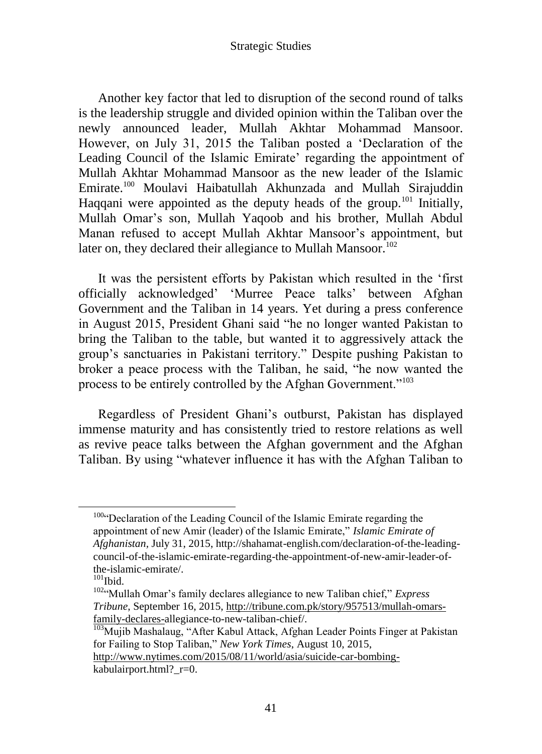Another key factor that led to disruption of the second round of talks is the leadership struggle and divided opinion within the Taliban over the newly announced leader, Mullah Akhtar Mohammad Mansoor. However, on July 31, 2015 the Taliban posted a 'Declaration of the Leading Council of the Islamic Emirate' regarding the appointment of Mullah Akhtar Mohammad Mansoor as the new leader of the Islamic Emirate.[100] Moulavi Haibatullah Akhunzada and Mullah Sirajuddin Haqqani were appointed as the deputy heads of the group.[101] Initially, Mullah Omar's son, Mullah Yaqoob and his brother, Mullah Abdul Manan refused to accept Mullah Akhtar Mansoor's appointment, but later on, they declared their allegiance to Mullah Mansoor.[102]

It was the persistent efforts by Pakistan which resulted in the 'first officially acknowledged' 'Murree Peace talks' between Afghan Government and the Taliban in 14 years. Yet during a press conference in August 2015, President Ghani said "he no longer wanted Pakistan to bring the Taliban to the table, but wanted it to aggressively attack the group's sanctuaries in Pakistani territory." Despite pushing Pakistan to broker a peace process with the Taliban, he said, "he now wanted the process to be entirely controlled by the Afghan Government."[103]

Regardless of President Ghani's outburst, Pakistan has displayed immense maturity and has consistently tried to restore relations as well as revive peace talks between the Afghan government and the Afghan Taliban. By using "whatever influence it has with the Afghan Taliban to

---

[100] "Declaration of the Leading Council of the Islamic Emirate regarding the appointment of new Amir (leader) of the Islamic Emirate," *Islamic Emirate of Afghanistan,* July 31, 2015, http://shahamat-english.com/declaration-of-the-leading-council-of-the-islamic-emirate-regarding-the-appointment-of-new-amir-leader-of-the-islamic-emirate/.

[101] Ibid.

[102] "Mullah Omar's family declares allegiance to new Taliban chief," *Express Tribune,* September 16, 2015, http://tribune.com.pk/story/957513/mullah-omars-family-declares-allegiance-to-new-taliban-chief/.

[103] Mujib Mashalaug, "After Kabul Attack, Afghan Leader Points Finger at Pakistan for Failing to Stop Taliban," *New York Times,* August 10, 2015, http://www.nytimes.com/2015/08/11/world/asia/suicide-car-bombing-kabulairport.html?_r=0.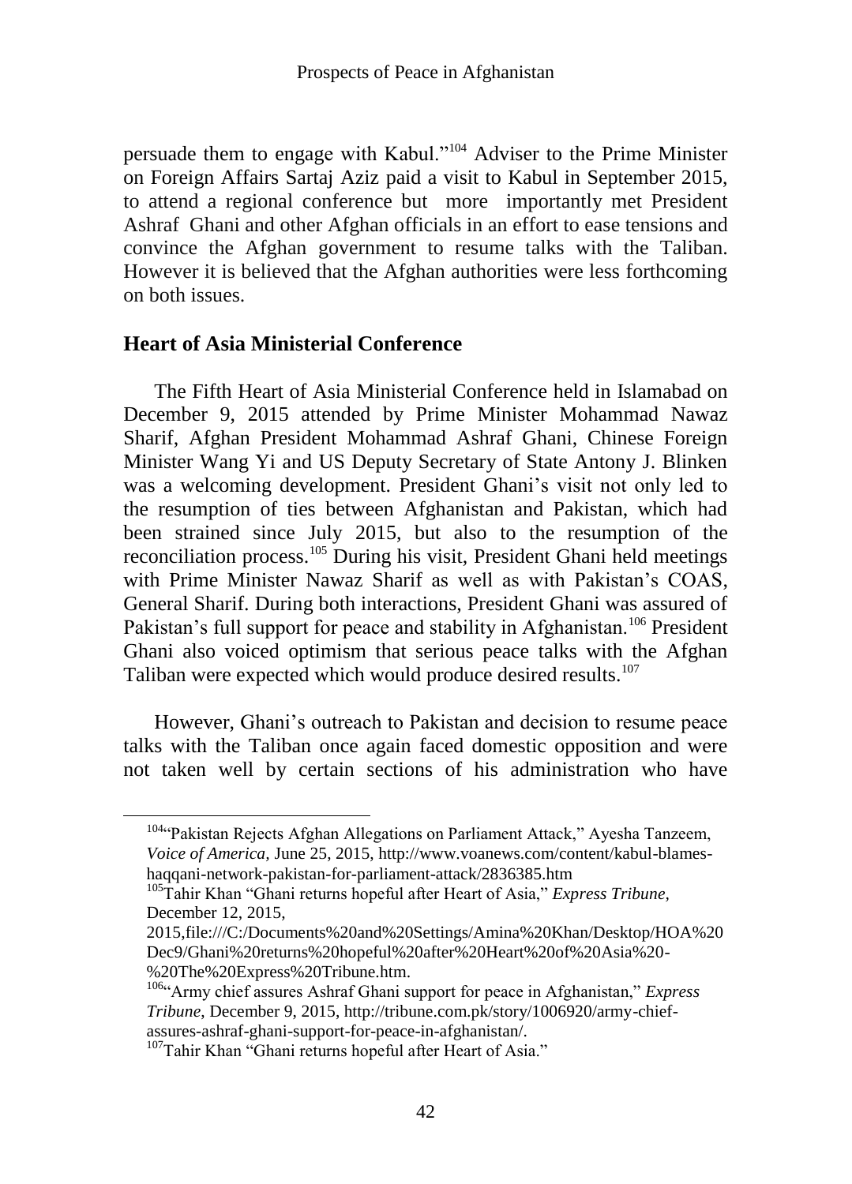persuade them to engage with Kabul."[104] Adviser to the Prime Minister on Foreign Affairs Sartaj Aziz paid a visit to Kabul in September 2015, to attend a regional conference but more importantly met President Ashraf Ghani and other Afghan officials in an effort to ease tensions and convince the Afghan government to resume talks with the Taliban. However it is believed that the Afghan authorities were less forthcoming on both issues.

## Heart of Asia Ministerial Conference

The Fifth Heart of Asia Ministerial Conference held in Islamabad on December 9, 2015 attended by Prime Minister Mohammad Nawaz Sharif, Afghan President Mohammad Ashraf Ghani, Chinese Foreign Minister Wang Yi and US Deputy Secretary of State Antony J. Blinken was a welcoming development. President Ghani's visit not only led to the resumption of ties between Afghanistan and Pakistan, which had been strained since July 2015, but also to the resumption of the reconciliation process.[105] During his visit, President Ghani held meetings with Prime Minister Nawaz Sharif as well as with Pakistan's COAS, General Sharif. During both interactions, President Ghani was assured of Pakistan's full support for peace and stability in Afghanistan.[106] President Ghani also voiced optimism that serious peace talks with the Afghan Taliban were expected which would produce desired results.[107]

However, Ghani's outreach to Pakistan and decision to resume peace talks with the Taliban once again faced domestic opposition and were not taken well by certain sections of his administration who have

---

[104] "Pakistan Rejects Afghan Allegations on Parliament Attack," Ayesha Tanzeem, *Voice of America,* June 25, 2015, http://www.voanews.com/content/kabul-blames-haqqani-network-pakistan-for-parliament-attack/2836385.htm

[105] Tahir Khan "Ghani returns hopeful after Heart of Asia," *Express Tribune,* December 12, 2015, file:///C:/Documents%20and%20Settings/Amina%20Khan/Desktop/HOA%20Dec9/Ghani%20returns%20hopeful%20after%20Heart%20of%20Asia%20-%20The%20Express%20Tribune.htm.

[106] "Army chief assures Ashraf Ghani support for peace in Afghanistan," *Express Tribune,* December 9, 2015, http://tribune.com.pk/story/1006920/army-chief-assures-ashraf-ghani-support-for-peace-in-afghanistan/.

[107] Tahir Khan "Ghani returns hopeful after Heart of Asia."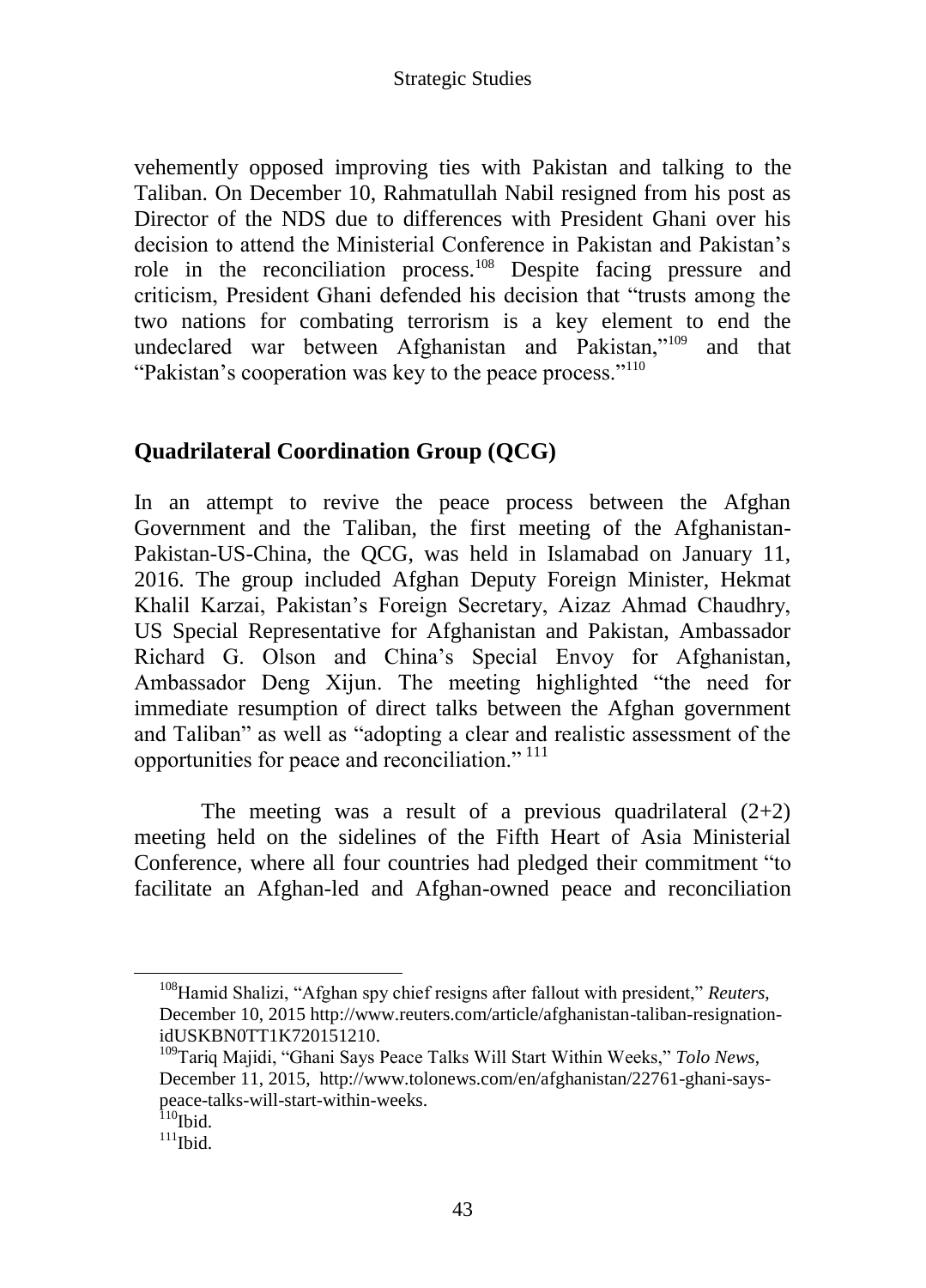vehemently opposed improving ties with Pakistan and talking to the Taliban. On December 10, Rahmatullah Nabil resigned from his post as Director of the NDS due to differences with President Ghani over his decision to attend the Ministerial Conference in Pakistan and Pakistan's role in the reconciliation process.[108] Despite facing pressure and criticism, President Ghani defended his decision that "trusts among the two nations for combating terrorism is a key element to end the undeclared war between Afghanistan and Pakistan,"[109] and that "Pakistan's cooperation was key to the peace process."[110]

## Quadrilateral Coordination Group (QCG)

In an attempt to revive the peace process between the Afghan Government and the Taliban, the first meeting of the Afghanistan-Pakistan-US-China, the QCG, was held in Islamabad on January 11, 2016. The group included Afghan Deputy Foreign Minister, Hekmat Khalil Karzai, Pakistan's Foreign Secretary, Aizaz Ahmad Chaudhry, US Special Representative for Afghanistan and Pakistan, Ambassador Richard G. Olson and China's Special Envoy for Afghanistan, Ambassador Deng Xijun. The meeting highlighted "the need for immediate resumption of direct talks between the Afghan government and Taliban" as well as "adopting a clear and realistic assessment of the opportunities for peace and reconciliation." [111]

The meeting was a result of a previous quadrilateral (2+2) meeting held on the sidelines of the Fifth Heart of Asia Ministerial Conference, where all four countries had pledged their commitment "to facilitate an Afghan-led and Afghan-owned peace and reconciliation

---

[108] Hamid Shalizi, "Afghan spy chief resigns after fallout with president," *Reuters*, December 10, 2015 http://www.reuters.com/article/afghanistan-taliban-resignation-idUSKBN0TT1K720151210.

[109] Tariq Majidi, "Ghani Says Peace Talks Will Start Within Weeks," *Tolo News*, December 11, 2015, http://www.tolonews.com/en/afghanistan/22761-ghani-says-peace-talks-will-start-within-weeks.

[110] Ibid.

[111] Ibid.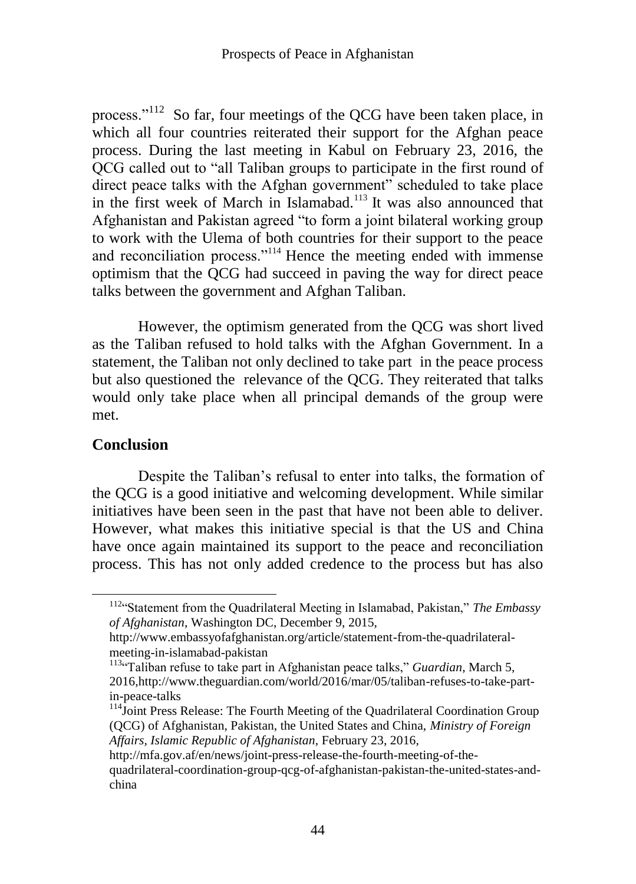process."[112] So far, four meetings of the QCG have been taken place, in which all four countries reiterated their support for the Afghan peace process. During the last meeting in Kabul on February 23, 2016, the QCG called out to "all Taliban groups to participate in the first round of direct peace talks with the Afghan government" scheduled to take place in the first week of March in Islamabad.[113] It was also announced that Afghanistan and Pakistan agreed "to form a joint bilateral working group to work with the Ulema of both countries for their support to the peace and reconciliation process."[114] Hence the meeting ended with immense optimism that the QCG had succeed in paving the way for direct peace talks between the government and Afghan Taliban.

However, the optimism generated from the QCG was short lived as the Taliban refused to hold talks with the Afghan Government. In a statement, the Taliban not only declined to take part in the peace process but also questioned the relevance of the QCG. They reiterated that talks would only take place when all principal demands of the group were met.

## Conclusion

Despite the Taliban's refusal to enter into talks, the formation of the QCG is a good initiative and welcoming development. While similar initiatives have been seen in the past that have not been able to deliver. However, what makes this initiative special is that the US and China have once again maintained its support to the peace and reconciliation process. This has not only added credence to the process but has also

---

[112] "Statement from the Quadrilateral Meeting in Islamabad, Pakistan," *The Embassy of Afghanistan*, Washington DC, December 9, 2015, http://www.embassyofafghanistan.org/article/statement-from-the-quadrilateral-meeting-in-islamabad-pakistan

[113] "Taliban refuse to take part in Afghanistan peace talks," *Guardian*, March 5, 2016,http://www.theguardian.com/world/2016/mar/05/taliban-refuses-to-take-part-in-peace-talks

[114] Joint Press Release: The Fourth Meeting of the Quadrilateral Coordination Group (QCG) of Afghanistan, Pakistan, the United States and China, *Ministry of Foreign Affairs, Islamic Republic of Afghanistan*, February 23, 2016, http://mfa.gov.af/en/news/joint-press-release-the-fourth-meeting-of-the-quadrilateral-coordination-group-qcg-of-afghanistan-pakistan-the-united-states-and-china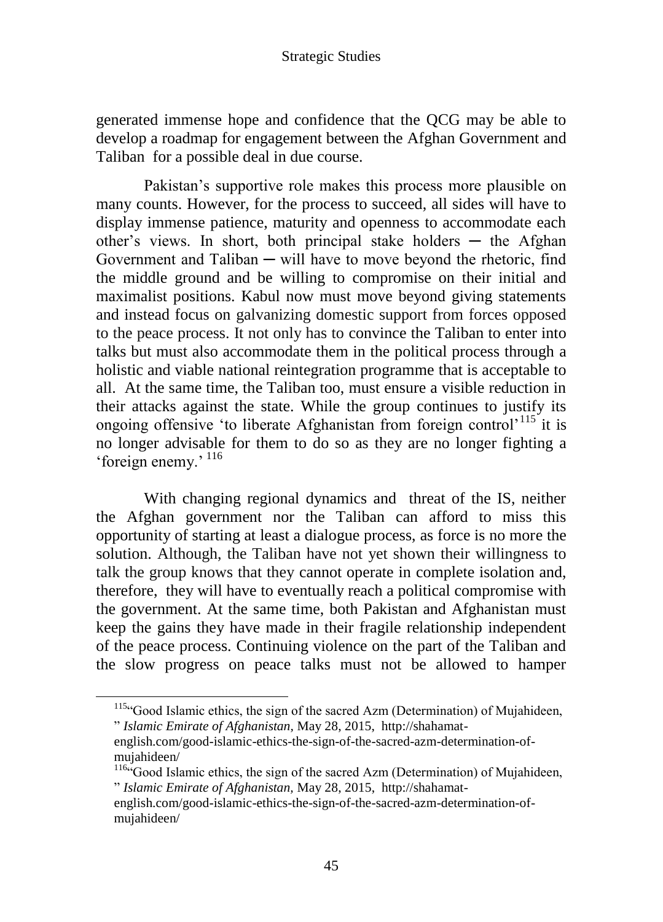generated immense hope and confidence that the QCG may be able to develop a roadmap for engagement between the Afghan Government and Taliban for a possible deal in due course.

Pakistan's supportive role makes this process more plausible on many counts. However, for the process to succeed, all sides will have to display immense patience, maturity and openness to accommodate each other's views. In short, both principal stake holders ─ the Afghan Government and Taliban ─ will have to move beyond the rhetoric, find the middle ground and be willing to compromise on their initial and maximalist positions. Kabul now must move beyond giving statements and instead focus on galvanizing domestic support from forces opposed to the peace process. It not only has to convince the Taliban to enter into talks but must also accommodate them in the political process through a holistic and viable national reintegration programme that is acceptable to all. At the same time, the Taliban too, must ensure a visible reduction in their attacks against the state. While the group continues to justify its ongoing offensive 'to liberate Afghanistan from foreign control'[115] it is no longer advisable for them to do so as they are no longer fighting a 'foreign enemy.'[116]

With changing regional dynamics and threat of the IS, neither the Afghan government nor the Taliban can afford to miss this opportunity of starting at least a dialogue process, as force is no more the solution. Although, the Taliban have not yet shown their willingness to talk the group knows that they cannot operate in complete isolation and, therefore, they will have to eventually reach a political compromise with the government. At the same time, both Pakistan and Afghanistan must keep the gains they have made in their fragile relationship independent of the peace process. Continuing violence on the part of the Taliban and the slow progress on peace talks must not be allowed to hamper

---

[115] "Good Islamic ethics, the sign of the sacred Azm (Determination) of Mujahideen, " *Islamic Emirate of Afghanistan*, May 28, 2015, http://shahamat-english.com/good-islamic-ethics-the-sign-of-the-sacred-azm-determination-of-mujahideen/

[116] "Good Islamic ethics, the sign of the sacred Azm (Determination) of Mujahideen, " *Islamic Emirate of Afghanistan*, May 28, 2015, http://shahamat-english.com/good-islamic-ethics-the-sign-of-the-sacred-azm-determination-of-mujahideen/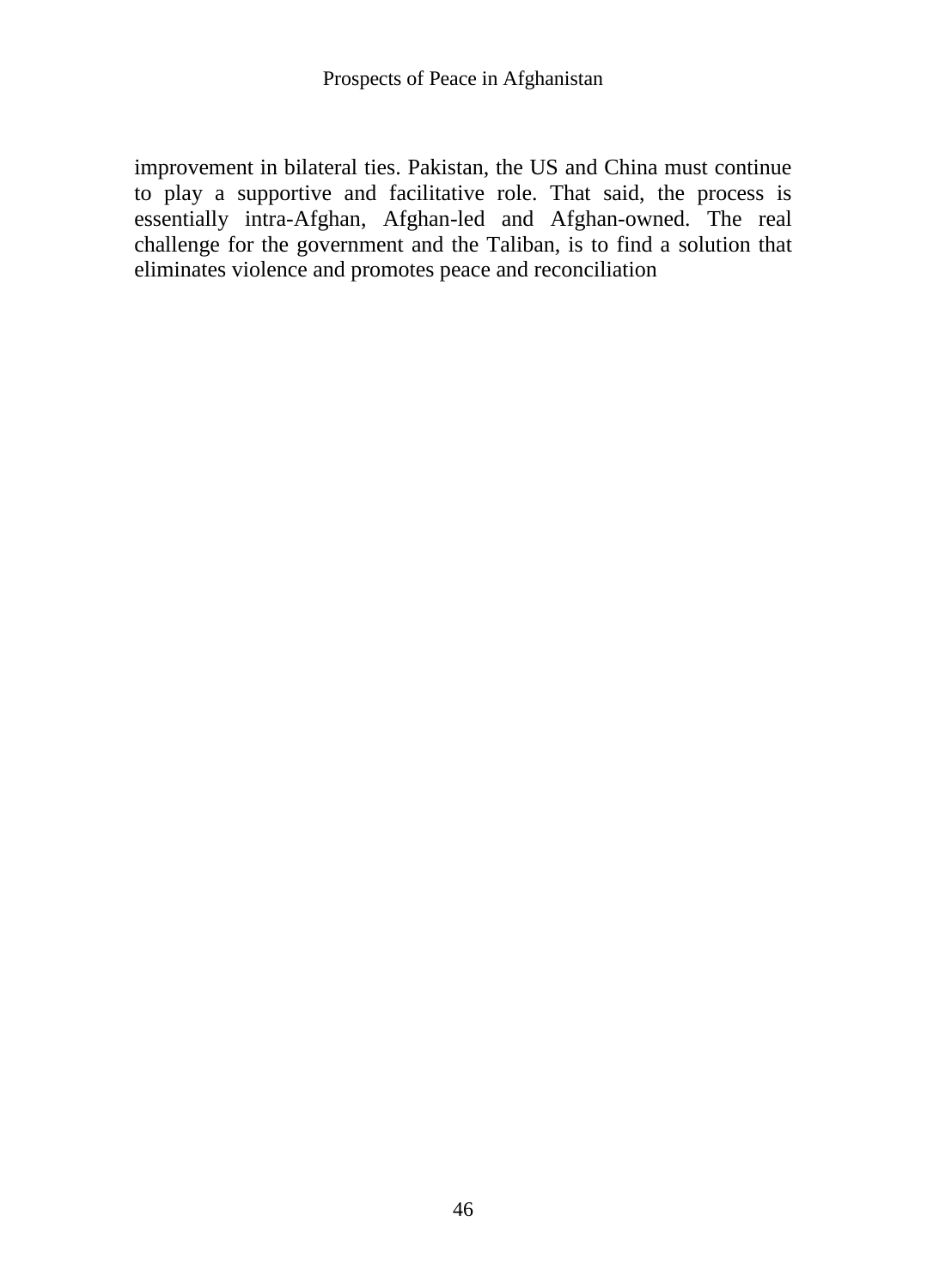improvement in bilateral ties. Pakistan, the US and China must continue to play a supportive and facilitative role. That said, the process is essentially intra-Afghan, Afghan-led and Afghan-owned. The real challenge for the government and the Taliban, is to find a solution that eliminates violence and promotes peace and reconciliation